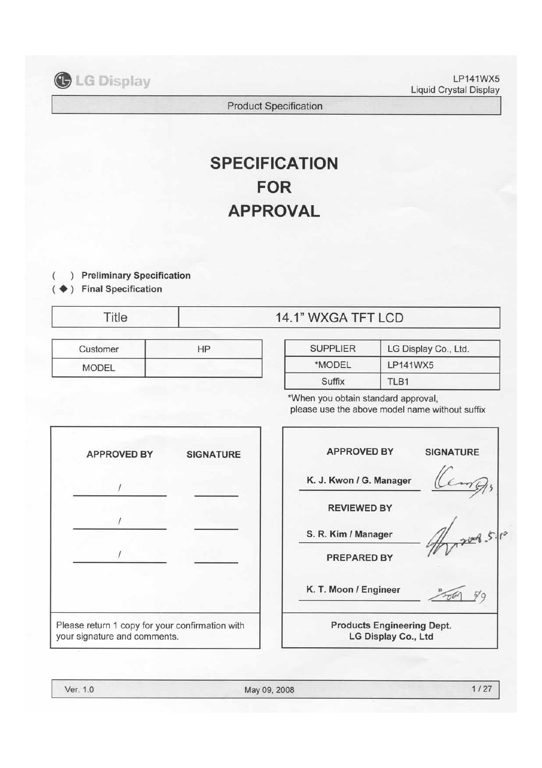LG Display

LP141WX5
Liquid Crystal Display

Product Specification

# SPECIFICATION FOR APPROVAL

( ) Preliminary Specification
( ◆ ) Final Specification

| Title | 14.1" WXGA TFT LCD |
|---|---|

| Customer | HP |
|---|---|
| MODEL | |

| SUPPLIER | LG Display Co., Ltd. |
|---|---|
| *MODEL | LP141WX5 |
| Suffix | TLB1 |

*When you obtain standard approval, please use the above model name without suffix

| APPROVED BY | SIGNATURE |
|---|---|
| / | |
| / | |
| / | |

Please return 1 copy for your confirmation with your signature and comments.

| APPROVED BY | SIGNATURE |
|---|---|
| K. J. Kwon / G. Manager | |
| **REVIEWED BY** | |
| S. R. Kim / Manager | |
| **PREPARED BY** | |
| K. T. Moon / Engineer | |

Products Engineering Dept.
LG Display Co., Ltd

Ver. 1.0 May 09, 2008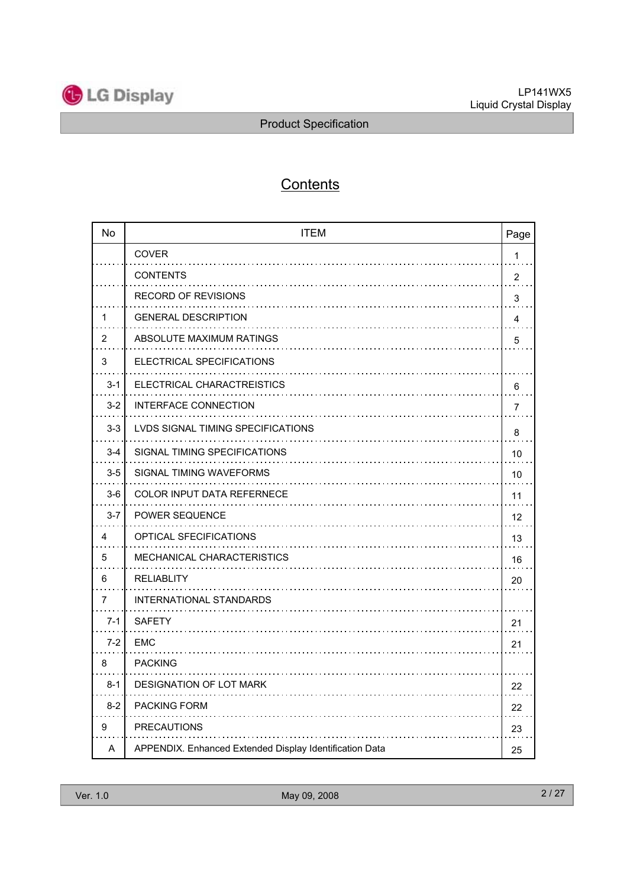# Contents

| No | ITEM | Page |
|---|---|---|
| | COVER | 1 |
| | CONTENTS | 2 |
| | RECORD OF REVISIONS | 3 |
| 1 | GENERAL DESCRIPTION | 4 |
| 2 | ABSOLUTE MAXIMUM RATINGS | 5 |
| 3 | ELECTRICAL SPECIFICATIONS | |
| 3-1 | ELECTRICAL CHARACTREISTICS | 6 |
| 3-2 | INTERFACE CONNECTION | 7 |
| 3-3 | LVDS SIGNAL TIMING SPECIFICATIONS | 8 |
| 3-4 | SIGNAL TIMING SPECIFICATIONS | 10 |
| 3-5 | SIGNAL TIMING WAVEFORMS | 10 |
| 3-6 | COLOR INPUT DATA REFERNECE | 11 |
| 3-7 | POWER SEQUENCE | 12 |
| 4 | OPTICAL SFECIFICATIONS | 13 |
| 5 | MECHANICAL CHARACTERISTICS | 16 |
| 6 | RELIABLITY | 20 |
| 7 | INTERNATIONAL STANDARDS | |
| 7-1 | SAFETY | 21 |
| 7-2 | EMC | 21 |
| 8 | PACKING | |
| 8-1 | DESIGNATION OF LOT MARK | 22 |
| 8-2 | PACKING FORM | 22 |
| 9 | PRECAUTIONS | 23 |
| A | APPENDIX. Enhanced Extended Display Identification Data | 25 |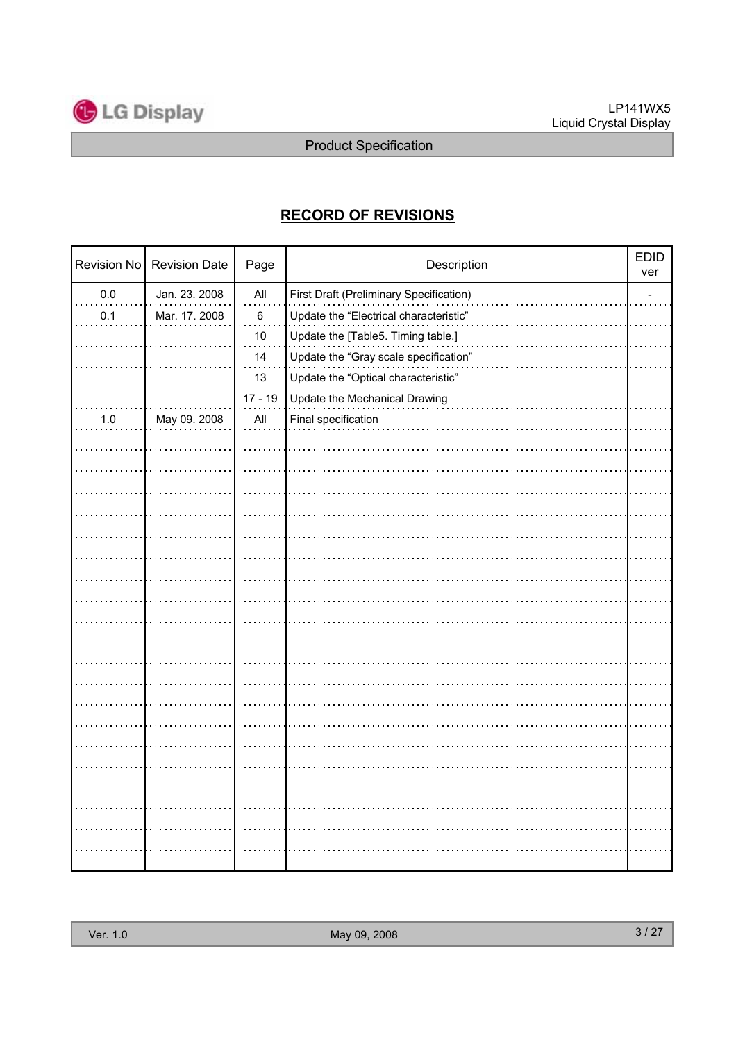## RECORD OF REVISIONS

| Revision No | Revision Date | Page | Description | EDID ver |
|---|---|---|---|---|
| 0.0 | Jan. 23. 2008 | All | First Draft (Preliminary Specification) | - |
| 0.1 | Mar. 17. 2008 | 6 | Update the "Electrical characteristic" | |
| | | 10 | Update the [Table5. Timing table.] | |
| | | 14 | Update the "Gray scale specification" | |
| | | 13 | Update the "Optical characteristic" | |
| | | 17 - 19 | Update the Mechanical Drawing | |
| 1.0 | May 09. 2008 | All | Final specification | |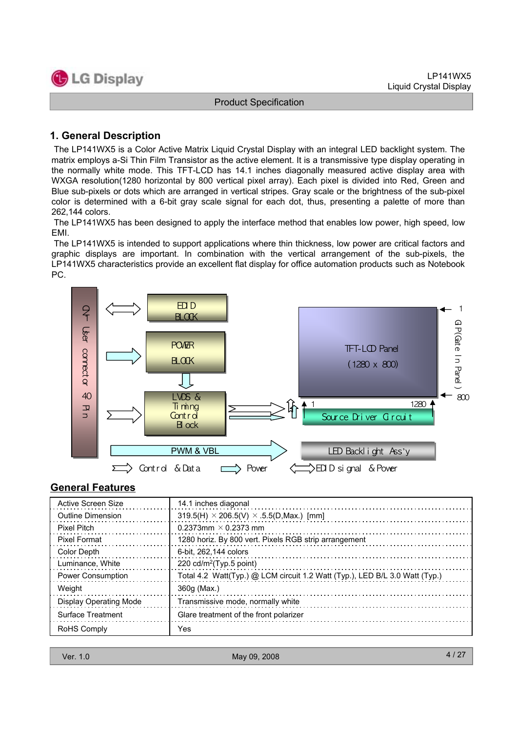## 1. General Description

The LP141WX5 is a Color Active Matrix Liquid Crystal Display with an integral LED backlight system. The matrix employs a-Si Thin Film Transistor as the active element. It is a transmissive type display operating in the normally white mode. This TFT-LCD has 14.1 inches diagonally measured active display area with WXGA resolution(1280 horizontal by 800 vertical pixel array). Each pixel is divided into Red, Green and Blue sub-pixels or dots which are arranged in vertical stripes. Gray scale or the brightness of the sub-pixel color is determined with a 6-bit gray scale signal for each dot, thus, presenting a palette of more than 262,144 colors.

The LP141WX5 has been designed to apply the interface method that enables low power, high speed, low EMI.

The LP141WX5 is intended to support applications where thin thickness, low power are critical factors and graphic displays are important. In combination with the vertical arrangement of the sub-pixels, the LP141WX5 characteristics provide an excellent flat display for office automation products such as Notebook PC.

CN1 User connector 40 Pin

EDID BLOCK

POWER BLOCK

LVDS & Timing Control Block

PWM & VBL

TFT-LCD Panel (1280 x 800)

GIP(Gate In Panel) 1 800

Source Driver Circuit 1 1280

LED Backlight Ass'y

Control & Data　Power　EDID signal & Power

## General Features

| | |
|---|---|
| Active Screen Size | 14.1 inches diagonal |
| Outline Dimension | 319.5(H) × 206.5(V) × .5.5(D,Max.) [mm] |
| Pixel Pitch | 0.2373mm × 0.2373 mm |
| Pixel Format | 1280 horiz. By 800 vert. Pixels RGB strip arrangement |
| Color Depth | 6-bit, 262,144 colors |
| Luminance, White | 220 cd/m$^2$(Typ.5 point) |
| Power Consumption | Total 4.2 Watt(Typ.) @ LCM circuit 1.2 Watt (Typ.), LED B/L 3.0 Watt (Typ.) |
| Weight | 360g (Max.) |
| Display Operating Mode | Transmissive mode, normally white |
| Surface Treatment | Glare treatment of the front polarizer |
| RoHS Comply | Yes |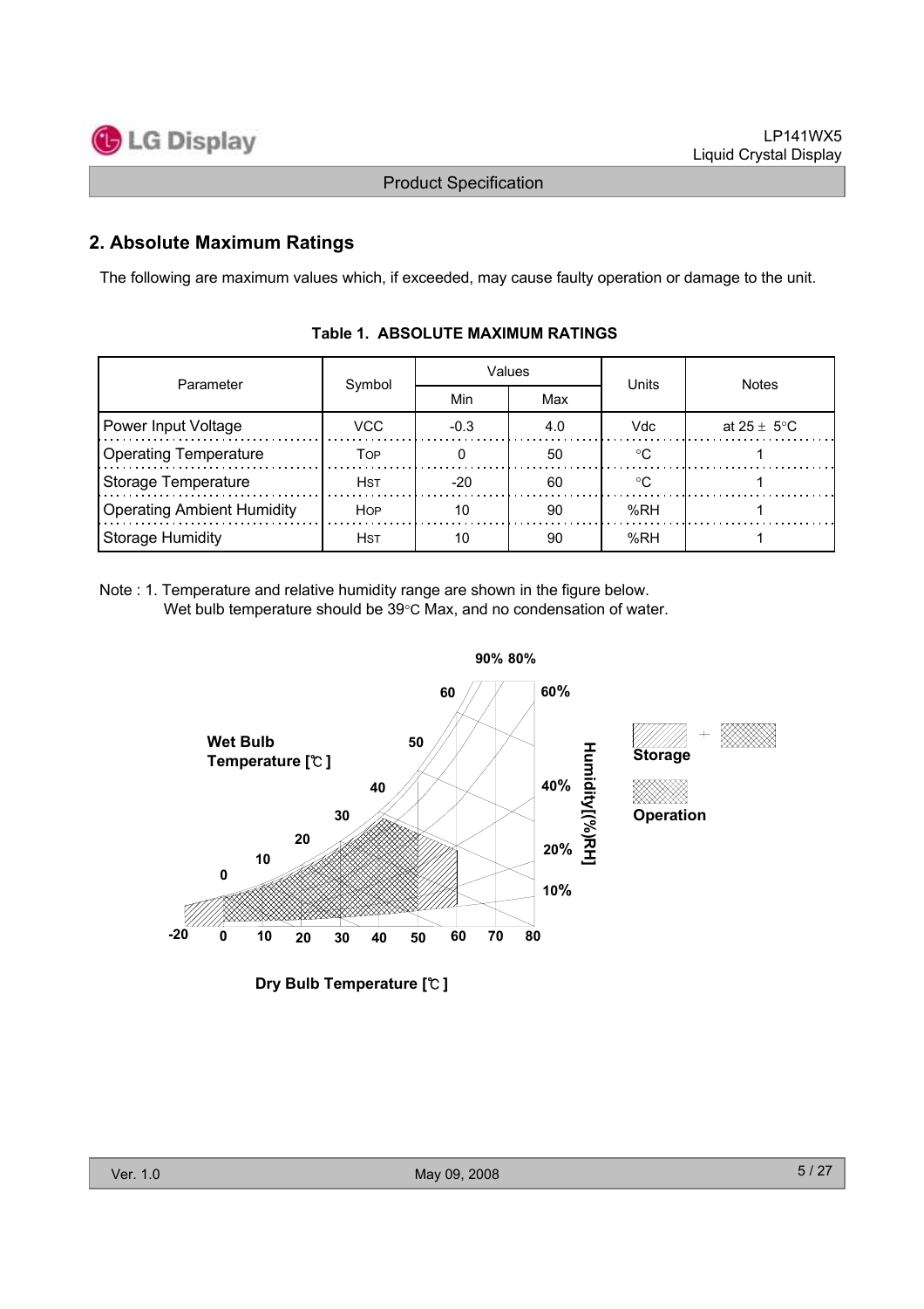## 2. Absolute Maximum Ratings

The following are maximum values which, if exceeded, may cause faulty operation or damage to the unit.

**Table 1. ABSOLUTE MAXIMUM RATINGS**

| Parameter | Symbol | Values | | Units | Notes |
|---|---|---|---|---|---|
| | | Min | Max | | |
| Power Input Voltage | VCC | -0.3 | 4.0 | Vdc | at 25 ± 5°C |
| Operating Temperature | TOP | 0 | 50 | °C | 1 |
| Storage Temperature | HST | -20 | 60 | °C | 1 |
| Operating Ambient Humidity | HOP | 10 | 90 | %RH | 1 |
| Storage Humidity | HST | 10 | 90 | %RH | 1 |

Note : 1. Temperature and relative humidity range are shown in the figure below.
Wet bulb temperature should be 39°C Max, and no condensation of water.

Wet Bulb Temperature [℃]

Humidity[(%)RH]

Storage

Operation

Dry Bulb Temperature [℃]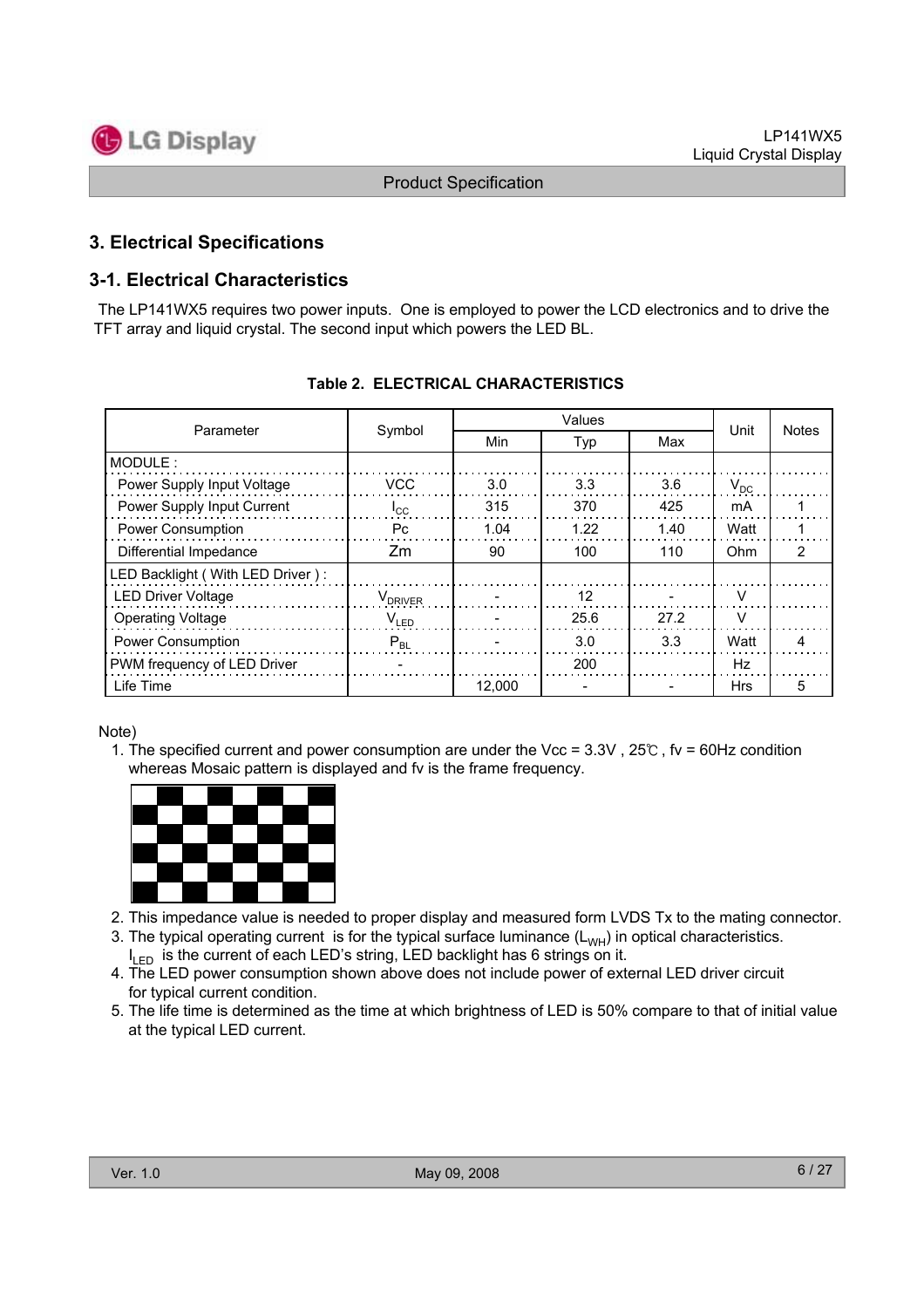## 3. Electrical Specifications

### 3-1. Electrical Characteristics

The LP141WX5 requires two power inputs. One is employed to power the LCD electronics and to drive the TFT array and liquid crystal. The second input which powers the LED BL.

**Table 2. ELECTRICAL CHARACTERISTICS**

| Parameter | Symbol | Values | | | Unit | Notes |
|---|---|---|---|---|---|---|
| | | Min | Typ | Max | | |
| MODULE : | | | | | | |
| Power Supply Input Voltage | VCC | 3.0 | 3.3 | 3.6 | $V_{DC}$ | |
| Power Supply Input Current | $I_{CC}$ | 315 | 370 | 425 | mA | 1 |
| Power Consumption | Pc | 1.04 | 1.22 | 1.40 | Watt | 1 |
| Differential Impedance | Zm | 90 | 100 | 110 | Ohm | 2 |
| LED Backlight ( With LED Driver ) : | | | | | | |
| LED Driver Voltage | $V_{DRIVER}$ | - | 12 | - | V | |
| Operating Voltage | $V_{LED}$ | - | 25.6 | 27.2 | V | |
| Power Consumption | $P_{BL}$ | - | 3.0 | 3.3 | Watt | 4 |
| PWM frequency of LED Driver | - | | 200 | | Hz | |
| Life Time | | 12,000 | - | - | Hrs | 5 |

Note)

1. The specified current and power consumption are under the Vcc = 3.3V , 25℃ , fv = 60Hz condition whereas Mosaic pattern is displayed and fv is the frame frequency.
2. This impedance value is needed to proper display and measured form LVDS Tx to the mating connector.
3. The typical operating current is for the typical surface luminance ($L_{WH}$) in optical characteristics. $I_{LED}$ is the current of each LED's string, LED backlight has 6 strings on it.
4. The LED power consumption shown above does not include power of external LED driver circuit for typical current condition.
5. The life time is determined as the time at which brightness of LED is 50% compare to that of initial value at the typical LED current.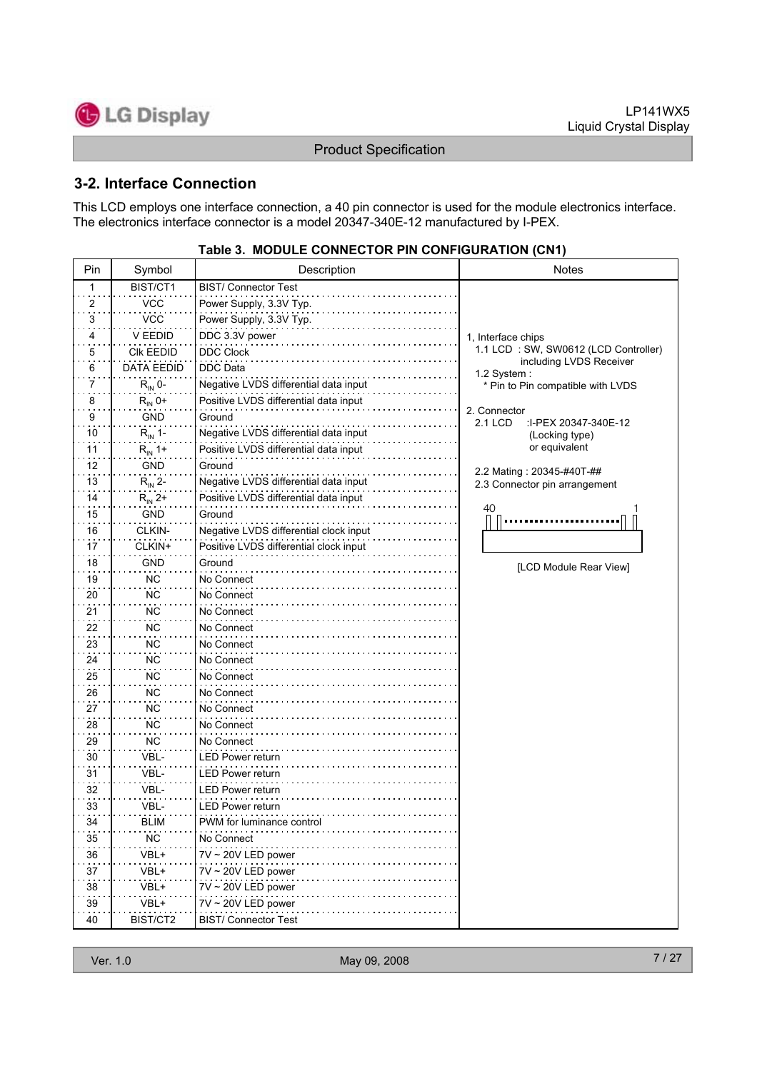## 3-2. Interface Connection

This LCD employs one interface connection, a 40 pin connector is used for the module electronics interface. The electronics interface connector is a model 20347-340E-12 manufactured by I-PEX.

**Table 3. MODULE CONNECTOR PIN CONFIGURATION (CN1)**

| Pin | Symbol | Description | Notes |
|---|---|---|---|
| 1 | BIST/CT1 | BIST/ Connector Test | 1, Interface chips<br>1.1 LCD : SW, SW0612 (LCD Controller) including LVDS Receiver<br>1.2 System :<br>* Pin to Pin compatible with LVDS<br><br>2. Connector<br>2.1 LCD :I-PEX 20347-340E-12 (Locking type) or equivalent<br><br>2.2 Mating : 20345-#40T-##<br>2.3 Connector pin arrangement<br><br>40 ... 1<br><br>[LCD Module Rear View] |
| 2 | VCC | Power Supply, 3.3V Typ. | |
| 3 | VCC | Power Supply, 3.3V Typ. | |
| 4 | V EEDID | DDC 3.3V power | |
| 5 | Clk EEDID | DDC Clock | |
| 6 | DATA EEDID | DDC Data | |
| 7 | $R_{IN}$ 0- | Negative LVDS differential data input | |
| 8 | $R_{IN}$ 0+ | Positive LVDS differential data input | |
| 9 | GND | Ground | |
| 10 | $R_{IN}$ 1- | Negative LVDS differential data input | |
| 11 | $R_{IN}$ 1+ | Positive LVDS differential data input | |
| 12 | GND | Ground | |
| 13 | $R_{IN}$ 2- | Negative LVDS differential data input | |
| 14 | $R_{IN}$ 2+ | Positive LVDS differential data input | |
| 15 | GND | Ground | |
| 16 | CLKIN- | Negative LVDS differential clock input | |
| 17 | CLKIN+ | Positive LVDS differential clock input | |
| 18 | GND | Ground | |
| 19 | NC | No Connect | |
| 20 | NC | No Connect | |
| 21 | NC | No Connect | |
| 22 | NC | No Connect | |
| 23 | NC | No Connect | |
| 24 | NC | No Connect | |
| 25 | NC | No Connect | |
| 26 | NC | No Connect | |
| 27 | NC | No Connect | |
| 28 | NC | No Connect | |
| 29 | NC | No Connect | |
| 30 | VBL- | LED Power return | |
| 31 | VBL- | LED Power return | |
| 32 | VBL- | LED Power return | |
| 33 | VBL- | LED Power return | |
| 34 | BLIM | PWM for luminance control | |
| 35 | NC | No Connect | |
| 36 | VBL+ | 7V ~ 20V LED power | |
| 37 | VBL+ | 7V ~ 20V LED power | |
| 38 | VBL+ | 7V ~ 20V LED power | |
| 39 | VBL+ | 7V ~ 20V LED power | |
| 40 | BIST/CT2 | BIST/ Connector Test | |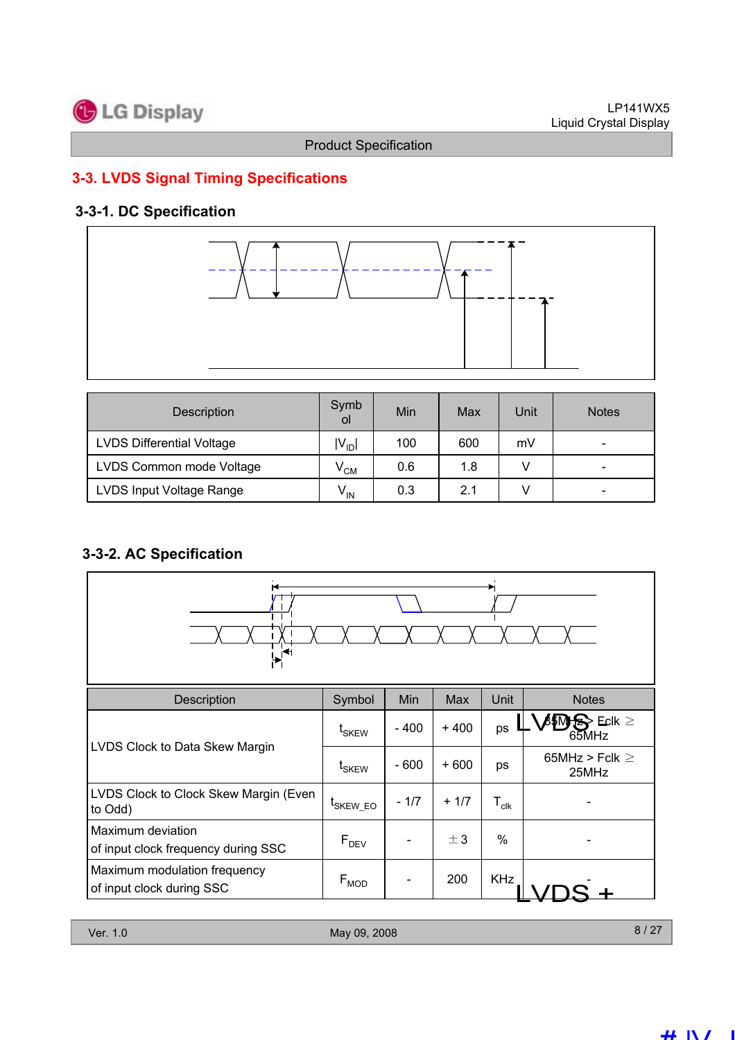## 3-3. LVDS Signal Timing Specifications

### 3-3-1. DC Specification

| Description | Symbol | Min | Max | Unit | Notes |
|---|---|---|---|---|---|
| LVDS Differential Voltage | $\|V_{ID}\|$ | 100 | 600 | mV | - |
| LVDS Common mode Voltage | $V_{CM}$ | 0.6 | 1.8 | V | - |
| LVDS Input Voltage Range | $V_{IN}$ | 0.3 | 2.1 | V | - |

### 3-3-2. AC Specification

| Description | Symbol | Min | Max | Unit | Notes |
|---|---|---|---|---|---|
| LVDS Clock to Data Skew Margin | $t_{SKEW}$ | - 400 | + 400 | ps | 85MHz > Fclk ≥ 65MHz |
| | $t_{SKEW}$ | - 600 | + 600 | ps | 65MHz > Fclk ≥ 25MHz |
| LVDS Clock to Clock Skew Margin (Even to Odd) | $t_{SKEW\_EO}$ | - 1/7 | + 1/7 | $T_{clk}$ | - |
| Maximum deviation of input clock frequency during SSC | $F_{DEV}$ | - | ± 3 | % | - |
| Maximum modulation frequency of input clock during SSC | $F_{MOD}$ | - | 200 | KHz | - |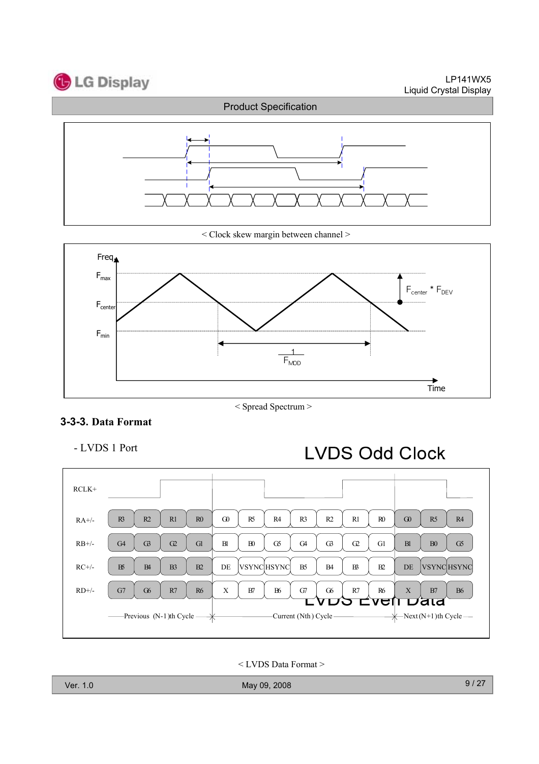< Clock skew margin between channel >

Freq

$F_{max}$

$F_{center}$

$F_{min}$

$F_{center} * F_{DEV}$

$\frac{1}{F_{MOD}}$

Time

< Spread Spectrum >

### 3-3-3. Data Format

- LVDS 1 Port

LVDS Odd Clock

| RCLK+ | | | | | | | | | | | | | | |
|---|---|---|---|---|---|---|---|---|---|---|---|---|---|---|
| RA+/- | R3 | R2 | R1 | R0 | G0 | R5 | R4 | R3 | R2 | R1 | R0 | G0 | R5 | R4 |
| RB+/- | G4 | G3 | G2 | G1 | B1 | B0 | G5 | G4 | G3 | G2 | G1 | B1 | B0 | G5 |
| RC+/- | B5 | B4 | B3 | B2 | DE | VSYNC | HSYNC | B5 | B4 | B3 | B2 | DE | VSYNC | HSYNC |
| RD+/- | G7 | G6 | R7 | R6 | X | B7 | B6 | G7 | G6 | R7 | R6 | X | B7 | B6 |
| | Previous (N-1)th Cycle | | | | Current (Nth) Cycle | | | | | | | Next (N+1)th Cycle | | |

LVDS Even Data

< LVDS Data Format >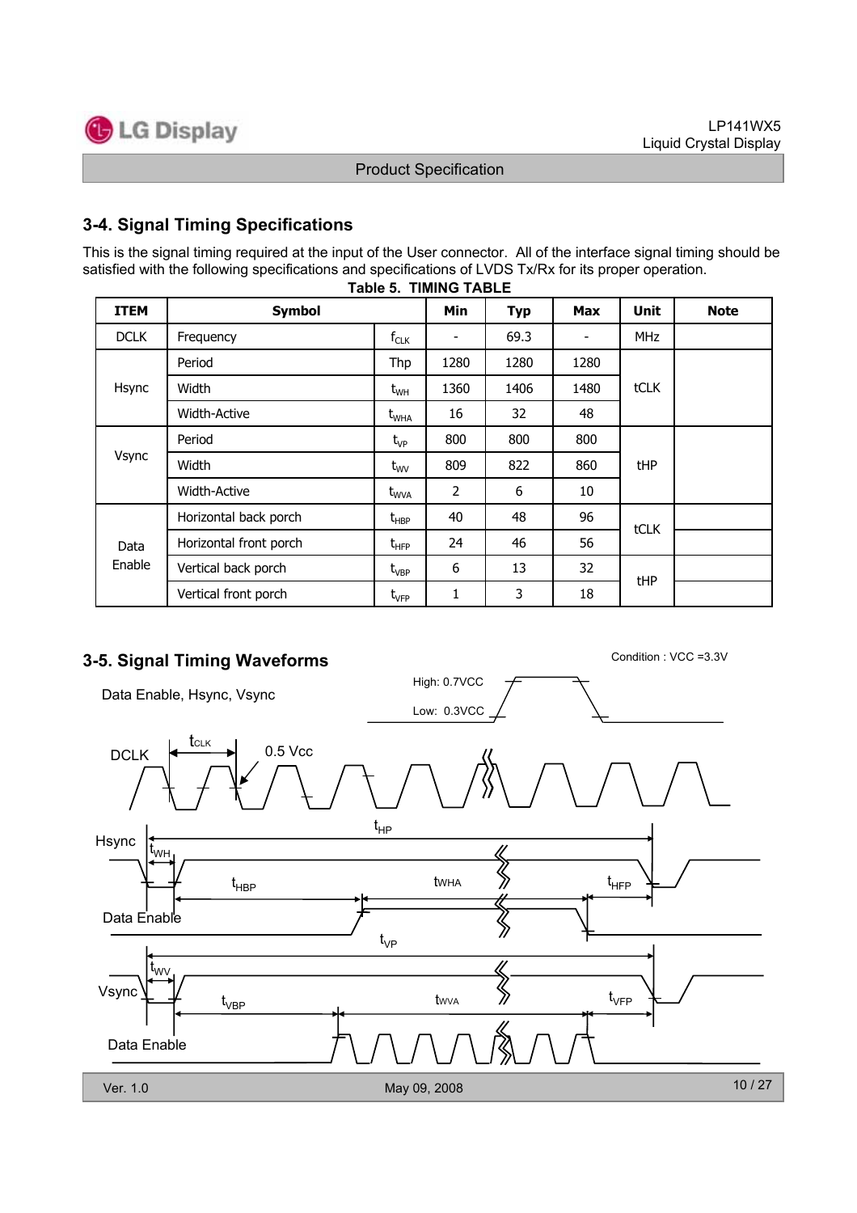## 3-4. Signal Timing Specifications

This is the signal timing required at the input of the User connector. All of the interface signal timing should be satisfied with the following specifications and specifications of LVDS Tx/Rx for its proper operation.

**Table 5. TIMING TABLE**

| ITEM | Symbol | | Min | Typ | Max | Unit | Note |
|---|---|---|---|---|---|---|---|
| DCLK | Frequency | $f_{CLK}$ | - | 69.3 | - | MHz | |
| Hsync | Period | Thp | 1280 | 1280 | 1280 | tCLK | |
| | Width | $t_{WH}$ | 1360 | 1406 | 1480 | | |
| | Width-Active | $t_{WHA}$ | 16 | 32 | 48 | | |
| Vsync | Period | $t_{VP}$ | 800 | 800 | 800 | tHP | |
| | Width | $t_{WV}$ | 809 | 822 | 860 | | |
| | Width-Active | $t_{WVA}$ | 2 | 6 | 10 | | |
| Data Enable | Horizontal back porch | $t_{HBP}$ | 40 | 48 | 96 | tCLK | |
| | Horizontal front porch | $t_{HFP}$ | 24 | 46 | 56 | | |
| | Vertical back porch | $t_{VBP}$ | 6 | 13 | 32 | tHP | |
| | Vertical front porch | $t_{VFP}$ | 1 | 3 | 18 | | |

## 3-5. Signal Timing Waveforms

Condition : VCC =3.3V

Data Enable, Hsync, Vsync — High: 0.7VCC, Low: 0.3VCC

DCLK — $t_{CLK}$, 0.5 Vcc

Hsync — $t_{HP}$, $t_{WH}$, $t_{HBP}$, tWHA, $t_{HFP}$

Data Enable

Vsync — $t_{VP}$, $t_{WV}$, $t_{VBP}$, tWVA, $t_{VFP}$

Data Enable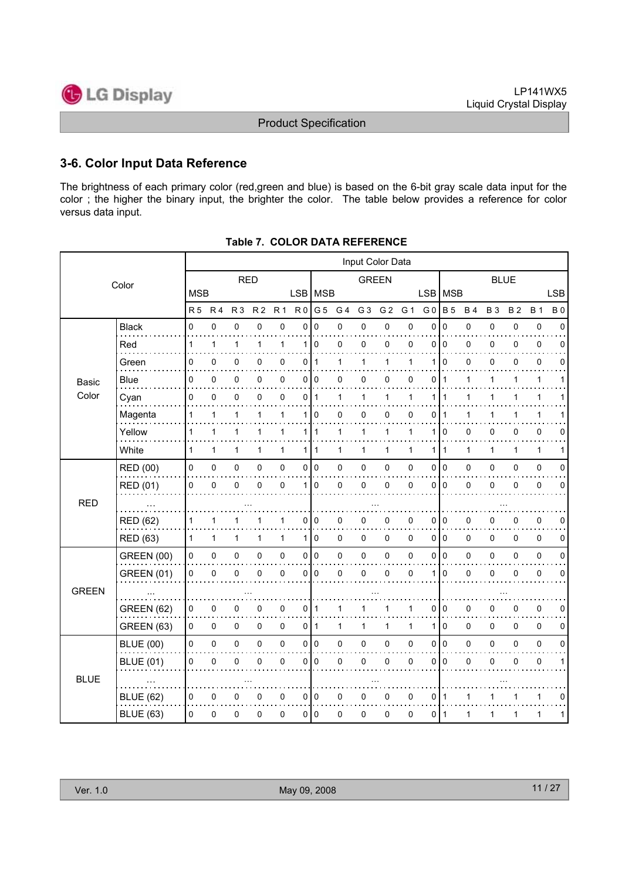## 3-6. Color Input Data Reference

The brightness of each primary color (red,green and blue) is based on the 6-bit gray scale data input for the color ; the higher the binary input, the brighter the color. The table below provides a reference for color versus data input.

**Table 7. COLOR DATA REFERENCE**

| Color | | Input Color Data | | | | | | | | | | | | | | | | | |
|---|---|---|---|---|---|---|---|---|---|---|---|---|---|---|---|---|---|---|---|
| | | RED | | | | | | GREEN | | | | | | BLUE | | | | | |
| | | MSB | | | | | LSB | MSB | | | | | LSB | MSB | | | | | LSB |
| | | R5 | R4 | R3 | R2 | R1 | R0 | G5 | G4 | G3 | G2 | G1 | G0 | B5 | B4 | B3 | B2 | B1 | B0 |
| Basic Color | Black | 0 | 0 | 0 | 0 | 0 | 0 | 0 | 0 | 0 | 0 | 0 | 0 | 0 | 0 | 0 | 0 | 0 | 0 |
| | Red | 1 | 1 | 1 | 1 | 1 | 1 | 0 | 0 | 0 | 0 | 0 | 0 | 0 | 0 | 0 | 0 | 0 | 0 |
| | Green | 0 | 0 | 0 | 0 | 0 | 0 | 1 | 1 | 1 | 1 | 1 | 1 | 0 | 0 | 0 | 0 | 0 | 0 |
| | Blue | 0 | 0 | 0 | 0 | 0 | 0 | 0 | 0 | 0 | 0 | 0 | 0 | 1 | 1 | 1 | 1 | 1 | 1 |
| | Cyan | 0 | 0 | 0 | 0 | 0 | 0 | 1 | 1 | 1 | 1 | 1 | 1 | 1 | 1 | 1 | 1 | 1 | 1 |
| | Magenta | 1 | 1 | 1 | 1 | 1 | 1 | 0 | 0 | 0 | 0 | 0 | 0 | 1 | 1 | 1 | 1 | 1 | 1 |
| | Yellow | 1 | 1 | 1 | 1 | 1 | 1 | 1 | 1 | 1 | 1 | 1 | 1 | 0 | 0 | 0 | 0 | 0 | 0 |
| | White | 1 | 1 | 1 | 1 | 1 | 1 | 1 | 1 | 1 | 1 | 1 | 1 | 1 | 1 | 1 | 1 | 1 | 1 |
| RED | RED (00) | 0 | 0 | 0 | 0 | 0 | 0 | 0 | 0 | 0 | 0 | 0 | 0 | 0 | 0 | 0 | 0 | 0 | 0 |
| | RED (01) | 0 | 0 | 0 | 0 | 0 | 1 | 0 | 0 | 0 | 0 | 0 | 0 | 0 | 0 | 0 | 0 | 0 | 0 |
| | ... | ... | | | | | | ... | | | | | | ... | | | | | |
| | RED (62) | 1 | 1 | 1 | 1 | 1 | 0 | 0 | 0 | 0 | 0 | 0 | 0 | 0 | 0 | 0 | 0 | 0 | 0 |
| | RED (63) | 1 | 1 | 1 | 1 | 1 | 1 | 0 | 0 | 0 | 0 | 0 | 0 | 0 | 0 | 0 | 0 | 0 | 0 |
| GREEN | GREEN (00) | 0 | 0 | 0 | 0 | 0 | 0 | 0 | 0 | 0 | 0 | 0 | 0 | 0 | 0 | 0 | 0 | 0 | 0 |
| | GREEN (01) | 0 | 0 | 0 | 0 | 0 | 0 | 0 | 0 | 0 | 0 | 0 | 1 | 0 | 0 | 0 | 0 | 0 | 0 |
| | ... | ... | | | | | | ... | | | | | | ... | | | | | |
| | GREEN (62) | 0 | 0 | 0 | 0 | 0 | 0 | 1 | 1 | 1 | 1 | 1 | 0 | 0 | 0 | 0 | 0 | 0 | 0 |
| | GREEN (63) | 0 | 0 | 0 | 0 | 0 | 0 | 1 | 1 | 1 | 1 | 1 | 1 | 0 | 0 | 0 | 0 | 0 | 0 |
| BLUE | BLUE (00) | 0 | 0 | 0 | 0 | 0 | 0 | 0 | 0 | 0 | 0 | 0 | 0 | 0 | 0 | 0 | 0 | 0 | 0 |
| | BLUE (01) | 0 | 0 | 0 | 0 | 0 | 0 | 0 | 0 | 0 | 0 | 0 | 0 | 0 | 0 | 0 | 0 | 0 | 1 |
| | ... | ... | | | | | | ... | | | | | | ... | | | | | |
| | BLUE (62) | 0 | 0 | 0 | 0 | 0 | 0 | 0 | 0 | 0 | 0 | 0 | 0 | 1 | 1 | 1 | 1 | 1 | 0 |
| | BLUE (63) | 0 | 0 | 0 | 0 | 0 | 0 | 0 | 0 | 0 | 0 | 0 | 0 | 1 | 1 | 1 | 1 | 1 | 1 |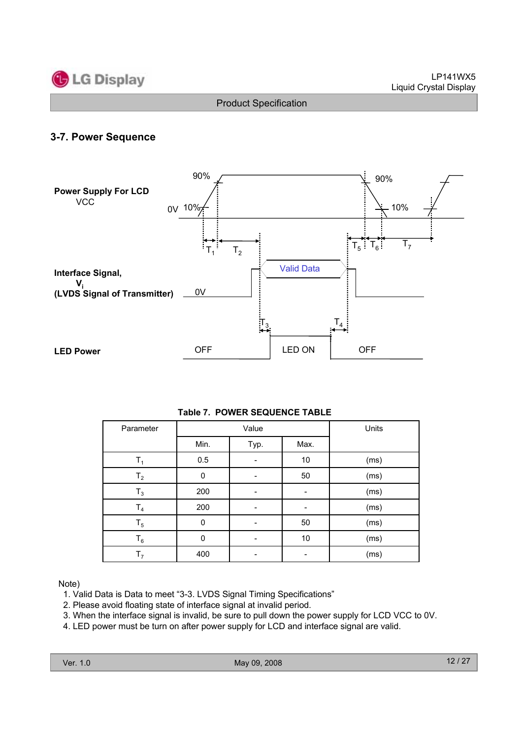## 3-7. Power Sequence

Power Supply For LCD
VCC

90% 90%
0V 10% 10%

$T_1$ $T_2$ $T_5$ $T_6$ $T_7$

Interface Signal,
$V_i$
(LVDS Signal of Transmitter)

0V Valid Data

$T_3$ $T_4$

LED Power

OFF LED ON OFF

**Table 7. POWER SEQUENCE TABLE**

| Parameter | Value | | | Units |
|---|---|---|---|---|
| | Min. | Typ. | Max. | |
| $T_1$ | 0.5 | - | 10 | (ms) |
| $T_2$ | 0 | - | 50 | (ms) |
| $T_3$ | 200 | - | - | (ms) |
| $T_4$ | 200 | - | - | (ms) |
| $T_5$ | 0 | - | 50 | (ms) |
| $T_6$ | 0 | - | 10 | (ms) |
| $T_7$ | 400 | - | - | (ms) |

Note)
1. Valid Data is Data to meet "3-3. LVDS Signal Timing Specifications"
2. Please avoid floating state of interface signal at invalid period.
3. When the interface signal is invalid, be sure to pull down the power supply for LCD VCC to 0V.
4. LED power must be turn on after power supply for LCD and interface signal are valid.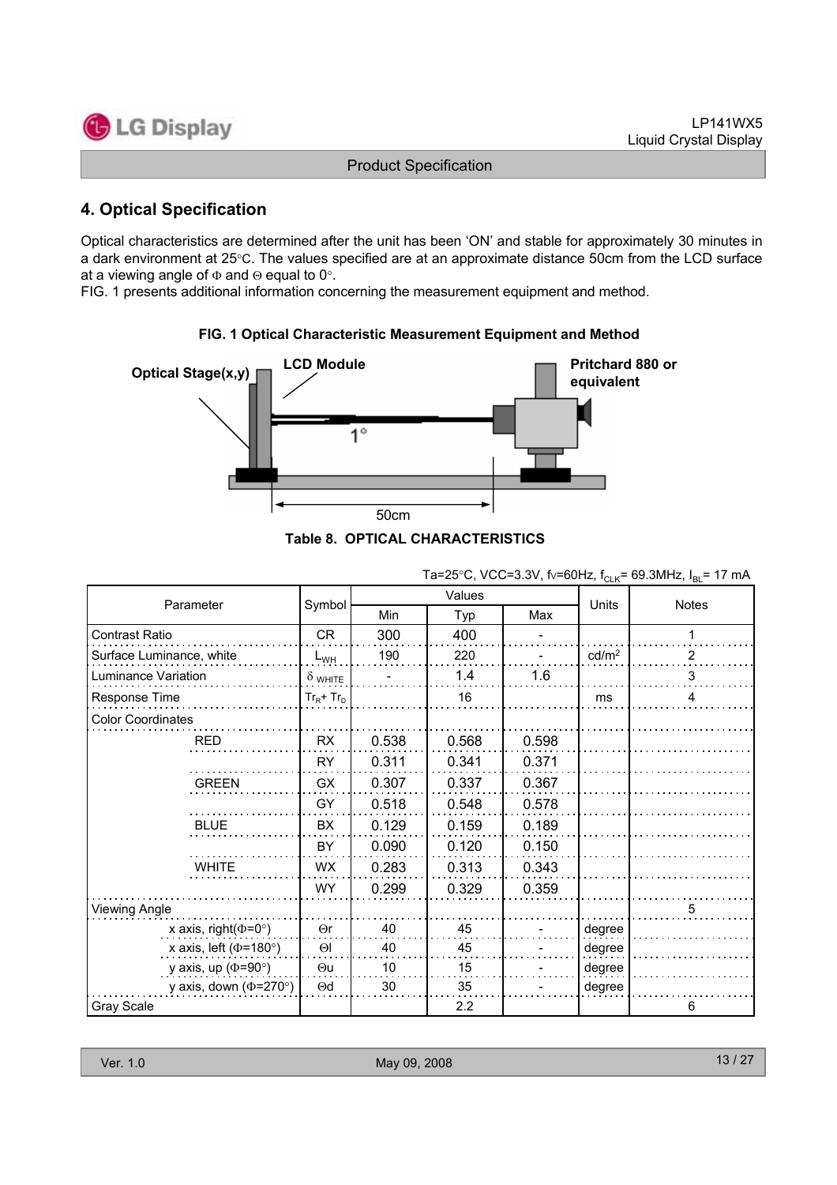## 4. Optical Specification

Optical characteristics are determined after the unit has been 'ON' and stable for approximately 30 minutes in a dark environment at 25°C. The values specified are at an approximate distance 50cm from the LCD surface at a viewing angle of Φ and Θ equal to 0°.

FIG. 1 presents additional information concerning the measurement equipment and method.

**FIG. 1 Optical Characteristic Measurement Equipment and Method**

Optical Stage(x,y) | LCD Module | Pritchard 880 or equivalent | 1° | 50cm

**Table 8. OPTICAL CHARACTERISTICS**

Ta=25°C, VCC=3.3V, fv=60Hz, $f_{CLK}$= 69.3MHz, $I_{BL}$= 17 mA

| Parameter | | Symbol | Values | | | Units | Notes |
|---|---|---|---|---|---|---|---|
| | | | Min | Typ | Max | | |
| Contrast Ratio | | CR | 300 | 400 | - | | 1 |
| Surface Luminance, white | | $L_{WH}$ | 190 | 220 | - | cd/m² | 2 |
| Luminance Variation | | $\delta_{WHITE}$ | - | 1.4 | 1.6 | | 3 |
| Response Time | | $Tr_R + Tr_D$ | | 16 | | ms | 4 |
| Color Coordinates | | | | | | | |
| | RED | RX | 0.538 | 0.568 | 0.598 | | |
| | | RY | 0.311 | 0.341 | 0.371 | | |
| | GREEN | GX | 0.307 | 0.337 | 0.367 | | |
| | | GY | 0.518 | 0.548 | 0.578 | | |
| | BLUE | BX | 0.129 | 0.159 | 0.189 | | |
| | | BY | 0.090 | 0.120 | 0.150 | | |
| | WHITE | WX | 0.283 | 0.313 | 0.343 | | |
| | | WY | 0.299 | 0.329 | 0.359 | | |
| Viewing Angle | | | | | | | 5 |
| | x axis, right(Φ=0°) | Θr | 40 | 45 | - | degree | |
| | x axis, left (Φ=180°) | Θl | 40 | 45 | - | degree | |
| | y axis, up (Φ=90°) | Θu | 10 | 15 | - | degree | |
| | y axis, down (Φ=270°) | Θd | 30 | 35 | - | degree | |
| Gray Scale | | | | 2.2 | | | 6 |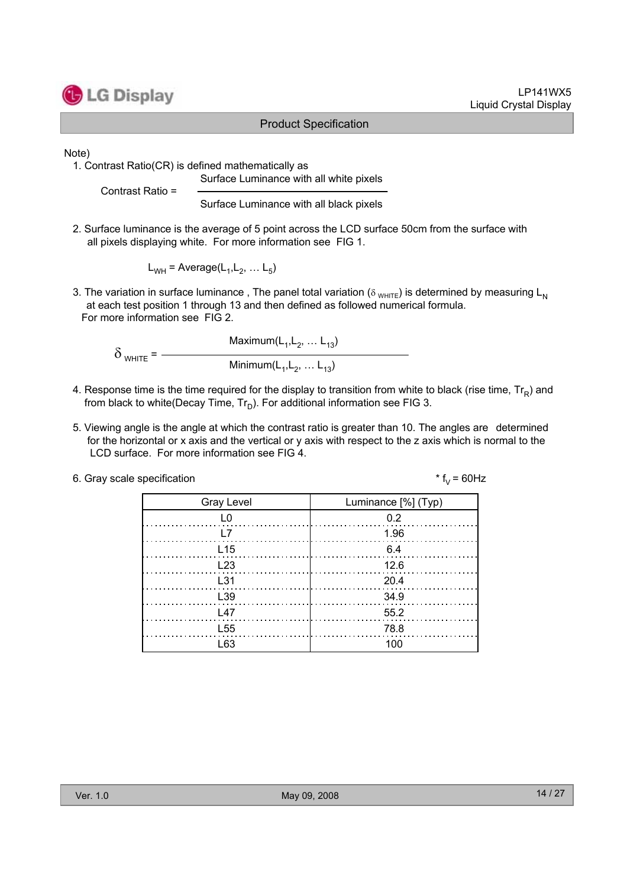Note)

1. Contrast Ratio(CR) is defined mathematically as

$$\text{Contrast Ratio} = \frac{\text{Surface Luminance with all white pixels}}{\text{Surface Luminance with all black pixels}}$$

2. Surface luminance is the average of 5 point across the LCD surface 50cm from the surface with all pixels displaying white. For more information see FIG 1.

$$L_{WH} = \text{Average}(L_1, L_2, \ldots L_5)$$

3. The variation in surface luminance , The panel total variation ($\delta_{WHITE}$) is determined by measuring $L_N$ at each test position 1 through 13 and then defined as followed numerical formula. For more information see FIG 2.

$$\delta_{WHITE} = \frac{\text{Maximum}(L_1, L_2, \ldots L_{13})}{\text{Minimum}(L_1, L_2, \ldots L_{13})}$$

4. Response time is the time required for the display to transition from white to black (rise time, $Tr_R$) and from black to white(Decay Time, $Tr_D$). For additional information see FIG 3.

5. Viewing angle is the angle at which the contrast ratio is greater than 10. The angles are determined for the horizontal or x axis and the vertical or y axis with respect to the z axis which is normal to the LCD surface. For more information see FIG 4.

6. Gray scale specification

* $f_V$ = 60Hz

| Gray Level | Luminance [%] (Typ) |
|---|---|
| L0 | 0.2 |
| L7 | 1.96 |
| L15 | 6.4 |
| L23 | 12.6 |
| L31 | 20.4 |
| L39 | 34.9 |
| L47 | 55.2 |
| L55 | 78.8 |
| L63 | 100 |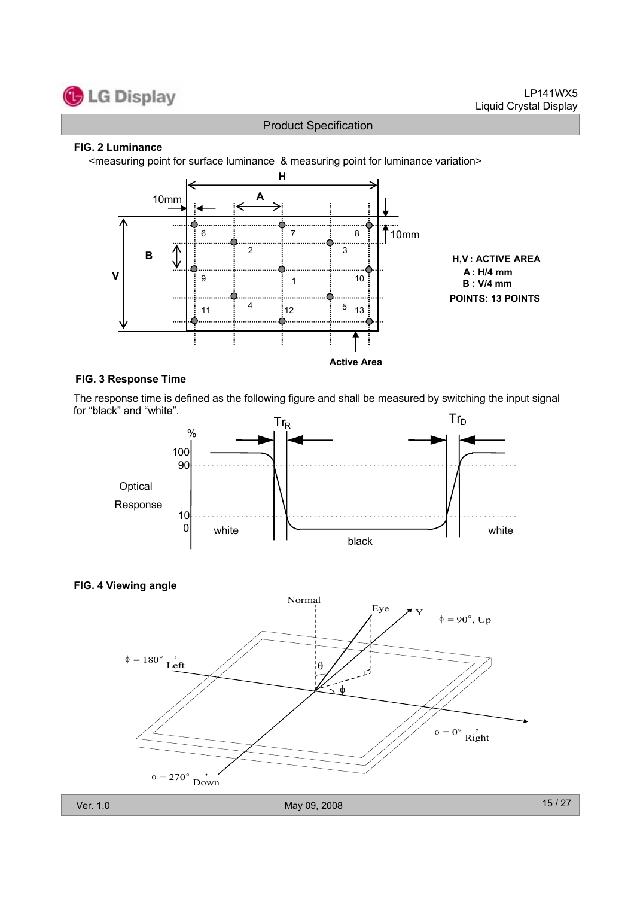**FIG. 2 Luminance**

<measuring point for surface luminance & measuring point for luminance variation>

H,V : ACTIVE AREA
A : H/4 mm
B : V/4 mm
POINTS: 13 POINTS

**FIG. 3 Response Time**

The response time is defined as the following figure and shall be measured by switching the input signal for "black" and "white".

**FIG. 4 Viewing angle**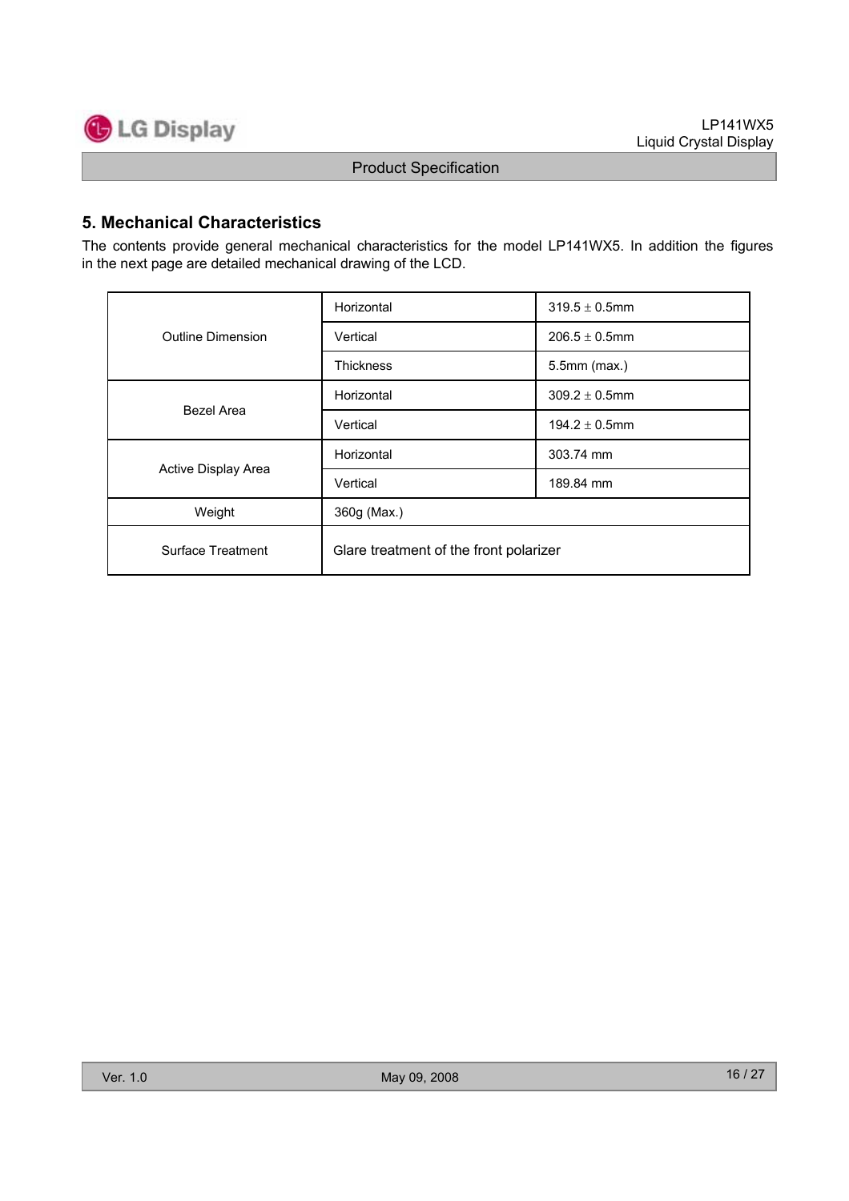## 5. Mechanical Characteristics

The contents provide general mechanical characteristics for the model LP141WX5. In addition the figures in the next page are detailed mechanical drawing of the LCD.

| | | |
|---|---|---|
| Outline Dimension | Horizontal | 319.5 ± 0.5mm |
| | Vertical | 206.5 ± 0.5mm |
| | Thickness | 5.5mm (max.) |
| Bezel Area | Horizontal | 309.2 ± 0.5mm |
| | Vertical | 194.2 ± 0.5mm |
| Active Display Area | Horizontal | 303.74 mm |
| | Vertical | 189.84 mm |
| Weight | 360g (Max.) | |
| Surface Treatment | Glare treatment of the front polarizer | |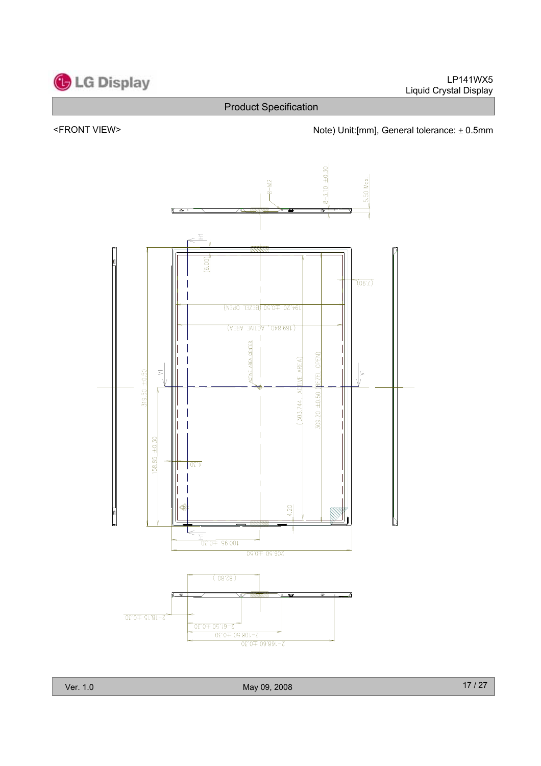<FRONT VIEW>

Note) Unit:[mm], General tolerance: ± 0.5mm

8-M2

8-3.10 ±0.30

5.50 Max

H1

(6.00)

(2.90)

194.20 ±0.50 (BEZEL OPEN)

(189.840 , ACTIVE AREA)

ACTIVE AREA CENTER

V1

V1

319.50 ±0.50

( 303.744 , ACTIVE AREA)

309.20 ±0.50 (BEZEL OPEN)

158.85 ±0.30

4.50

4.20

H1

100.95 ±0.50

206.50 ±0.50

(82.80)

2-18.15 ±0.30

2-61.50 ±0.30

2-108.50 ±0.30

2-168.60 ±0.30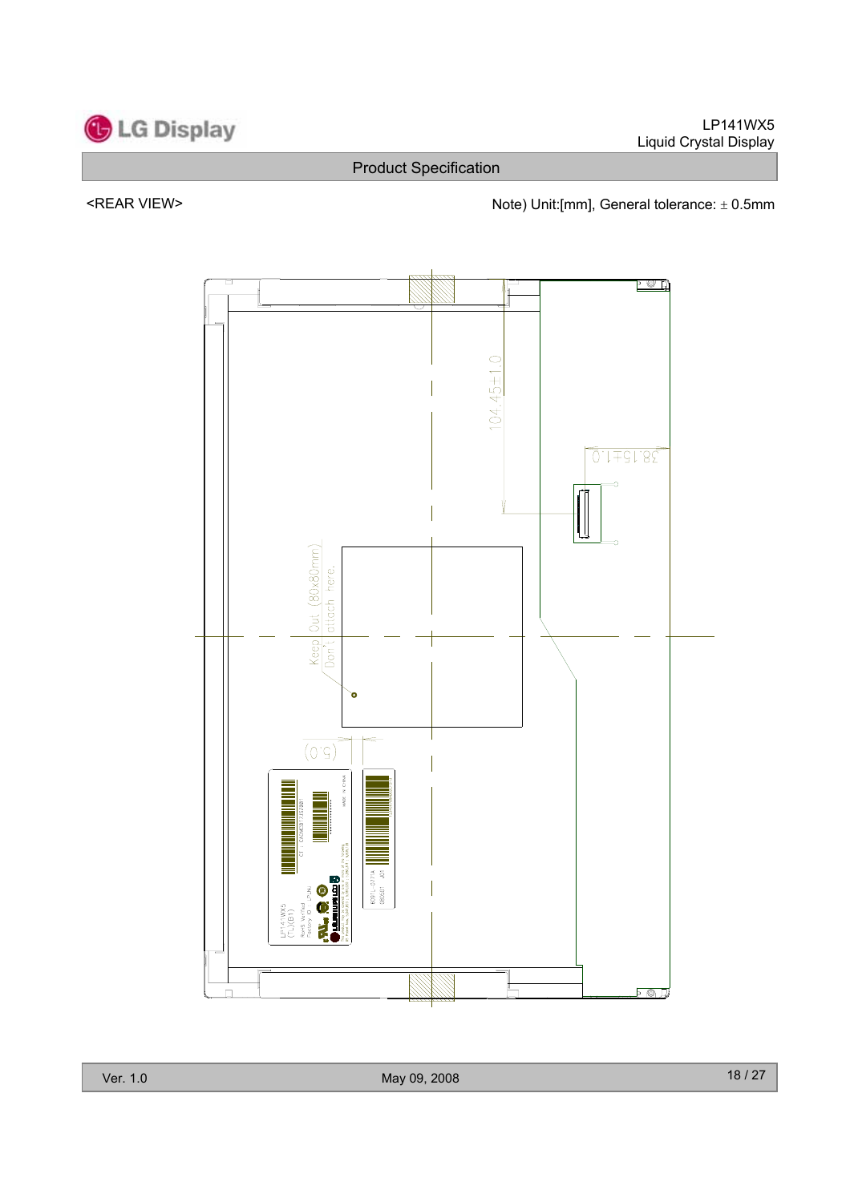<REAR VIEW>

Note) Unit:[mm], General tolerance: ± 0.5mm

104.45±1.0

38.15±1.0

Keep Out (80x80mm)
Don't attach here.

(5.0)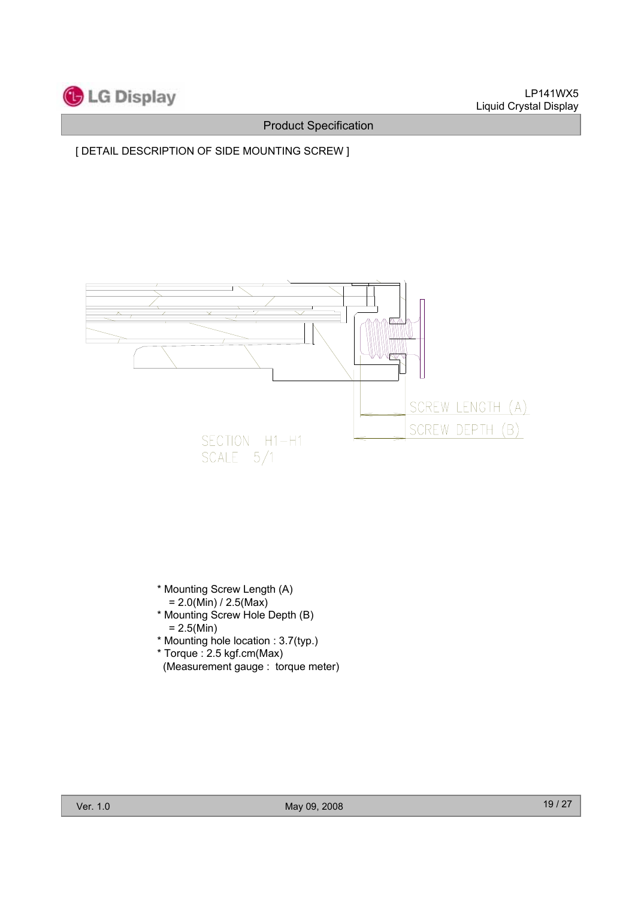[ DETAIL DESCRIPTION OF SIDE MOUNTING SCREW ]

SCREW LENGTH (A)

SCREW DEPTH (B)

SECTION H1—H1
SCALE 5/1

* Mounting Screw Length (A)
  = 2.0(Min) / 2.5(Max)
* Mounting Screw Hole Depth (B)
  = 2.5(Min)
* Mounting hole location : 3.7(typ.)
* Torque : 2.5 kgf.cm(Max)
  (Measurement gauge : torque meter)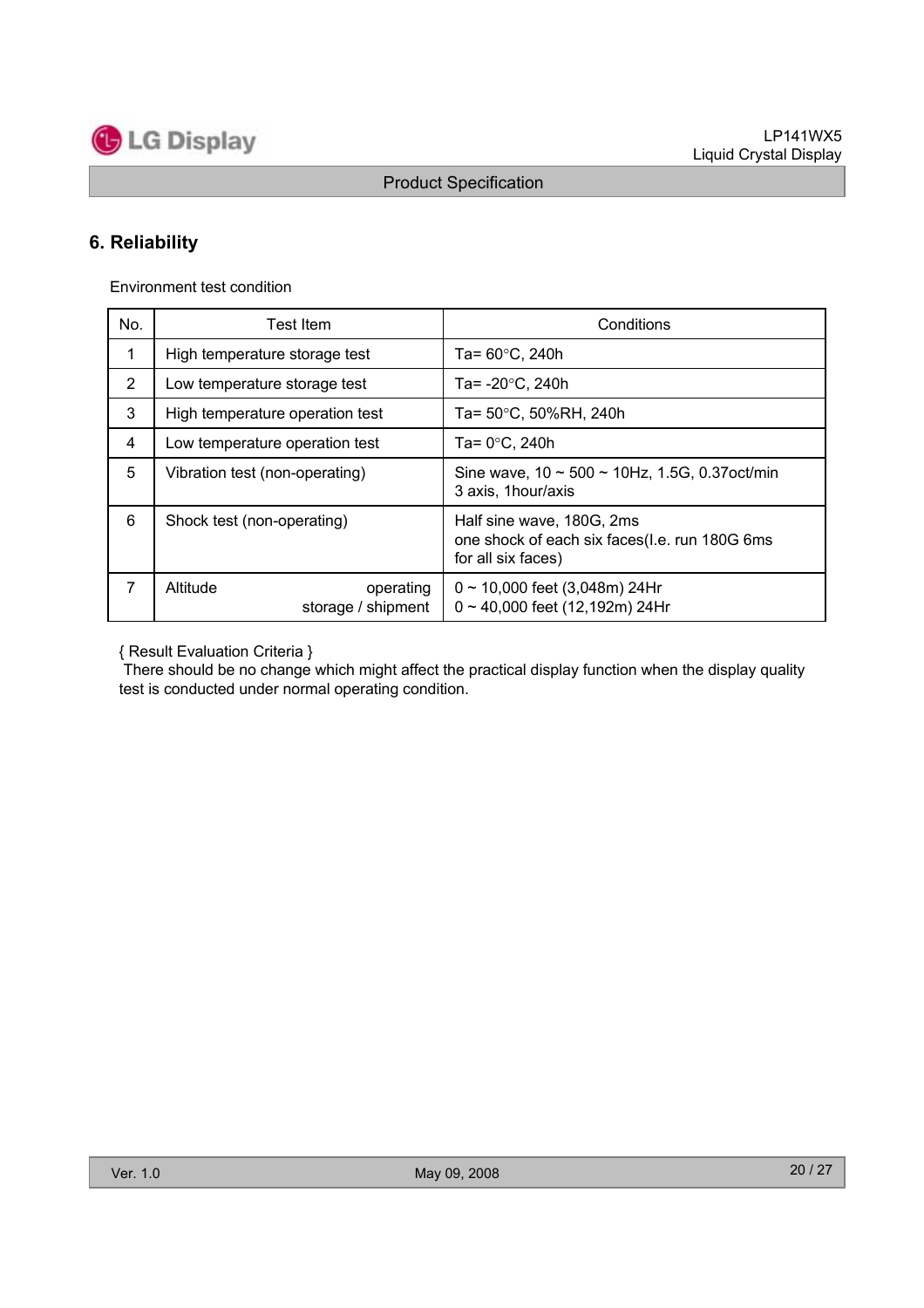## 6. Reliability

Environment test condition

| No. | Test Item | Conditions |
|---|---|---|
| 1 | High temperature storage test | Ta= 60°C, 240h |
| 2 | Low temperature storage test | Ta= -20°C, 240h |
| 3 | High temperature operation test | Ta= 50°C, 50%RH, 240h |
| 4 | Low temperature operation test | Ta= 0°C, 240h |
| 5 | Vibration test (non-operating) | Sine wave, 10 ~ 500 ~ 10Hz, 1.5G, 0.37oct/min<br>3 axis, 1hour/axis |
| 6 | Shock test (non-operating) | Half sine wave, 180G, 2ms<br>one shock of each six faces(I.e. run 180G 6ms for all six faces) |
| 7 | Altitude operating<br>storage / shipment | 0 ~ 10,000 feet (3,048m) 24Hr<br>0 ~ 40,000 feet (12,192m) 24Hr |

{ Result Evaluation Criteria }
There should be no change which might affect the practical display function when the display quality test is conducted under normal operating condition.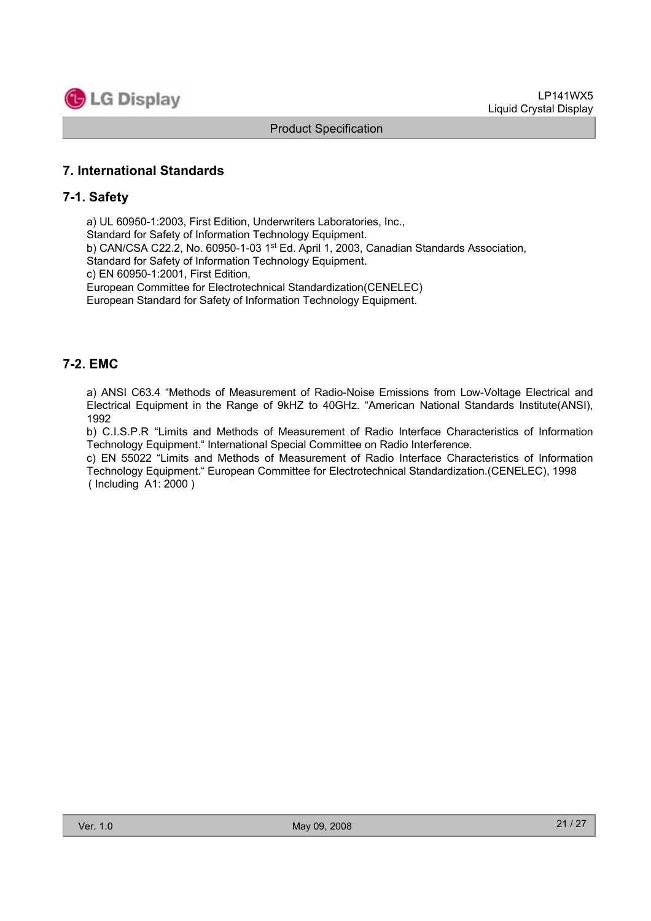## 7. International Standards

### 7-1. Safety

a) UL 60950-1:2003, First Edition, Underwriters Laboratories, Inc.,
Standard for Safety of Information Technology Equipment.
b) CAN/CSA C22.2, No. 60950-1-03 1st Ed. April 1, 2003, Canadian Standards Association,
Standard for Safety of Information Technology Equipment.
c) EN 60950-1:2001, First Edition,
European Committee for Electrotechnical Standardization(CENELEC)
European Standard for Safety of Information Technology Equipment.

### 7-2. EMC

a) ANSI C63.4 "Methods of Measurement of Radio-Noise Emissions from Low-Voltage Electrical and Electrical Equipment in the Range of 9kHZ to 40GHz. "American National Standards Institute(ANSI), 1992
b) C.I.S.P.R "Limits and Methods of Measurement of Radio Interface Characteristics of Information Technology Equipment." International Special Committee on Radio Interference.
c) EN 55022 "Limits and Methods of Measurement of Radio Interface Characteristics of Information Technology Equipment." European Committee for Electrotechnical Standardization.(CENELEC), 1998 ( Including A1: 2000 )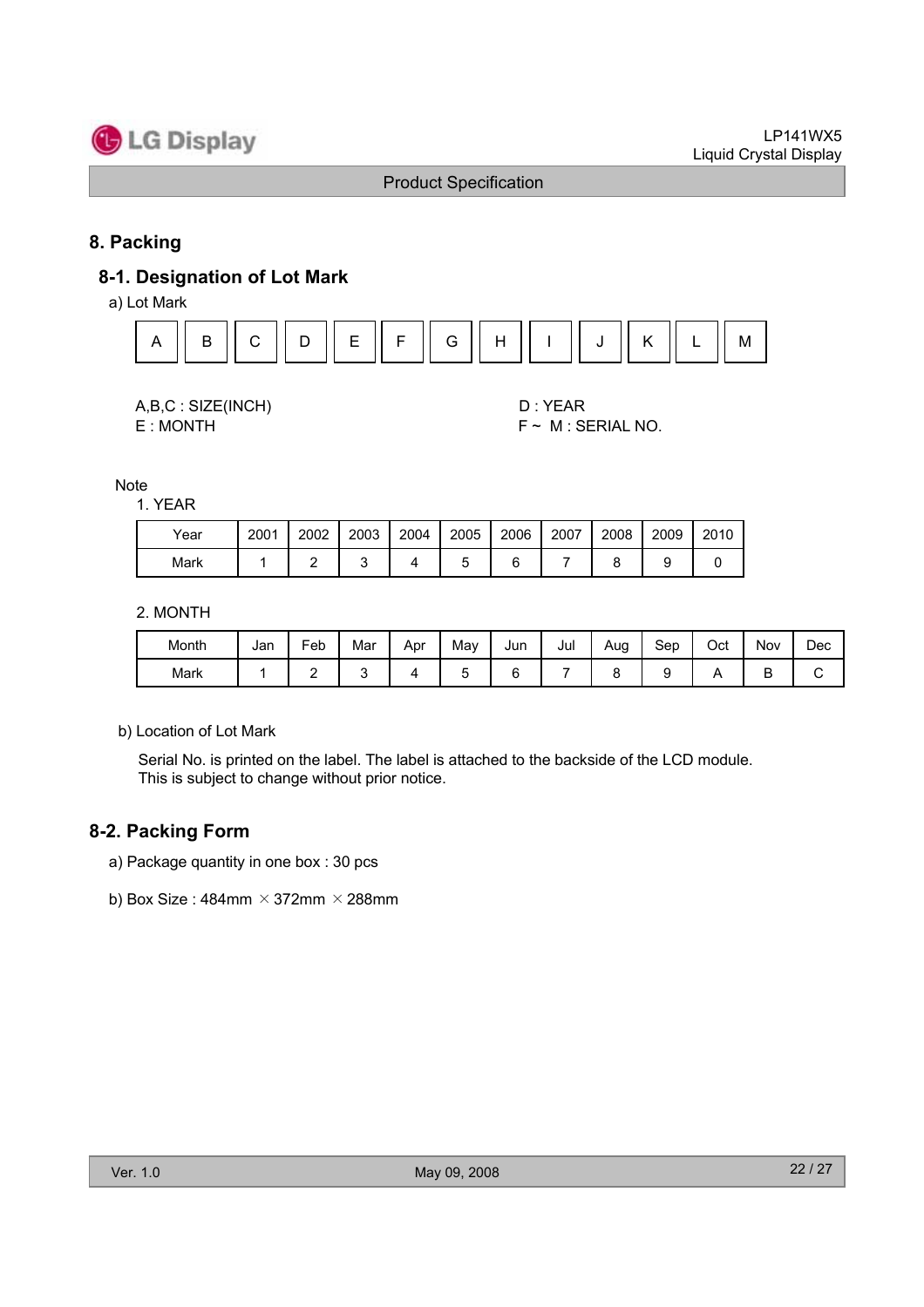## 8. Packing

### 8-1. Designation of Lot Mark

a) Lot Mark

| A | B | C | D | E | F | G | H | I | J | K | L | M |
|---|---|---|---|---|---|---|---|---|---|---|---|---|

A,B,C : SIZE(INCH)
D : YEAR
E : MONTH
F ~ M : SERIAL NO.

Note

1. YEAR

| Year | 2001 | 2002 | 2003 | 2004 | 2005 | 2006 | 2007 | 2008 | 2009 | 2010 |
|---|---|---|---|---|---|---|---|---|---|---|
| Mark | 1 | 2 | 3 | 4 | 5 | 6 | 7 | 8 | 9 | 0 |

2. MONTH

| Month | Jan | Feb | Mar | Apr | May | Jun | Jul | Aug | Sep | Oct | Nov | Dec |
|---|---|---|---|---|---|---|---|---|---|---|---|---|
| Mark | 1 | 2 | 3 | 4 | 5 | 6 | 7 | 8 | 9 | A | B | C |

b) Location of Lot Mark

Serial No. is printed on the label. The label is attached to the backside of the LCD module.
This is subject to change without prior notice.

### 8-2. Packing Form

a) Package quantity in one box : 30 pcs

b) Box Size : 484mm × 372mm × 288mm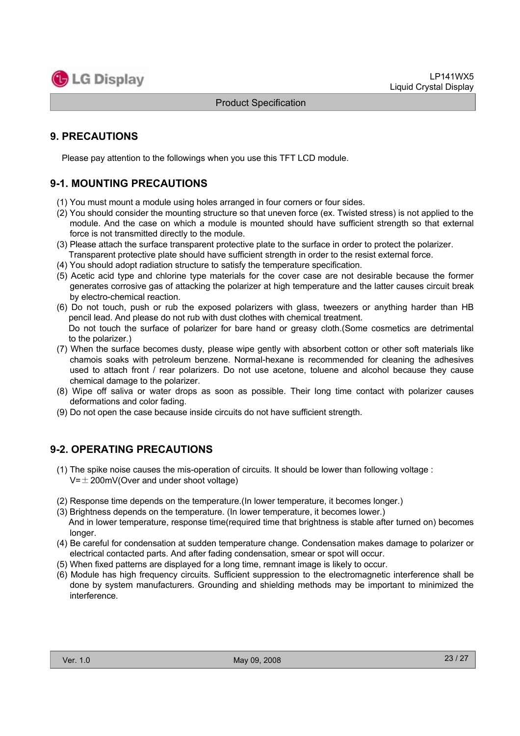## 9. PRECAUTIONS

Please pay attention to the followings when you use this TFT LCD module.

### 9-1. MOUNTING PRECAUTIONS

(1) You must mount a module using holes arranged in four corners or four sides.
(2) You should consider the mounting structure so that uneven force (ex. Twisted stress) is not applied to the module. And the case on which a module is mounted should have sufficient strength so that external force is not transmitted directly to the module.
(3) Please attach the surface transparent protective plate to the surface in order to protect the polarizer. Transparent protective plate should have sufficient strength in order to the resist external force.
(4) You should adopt radiation structure to satisfy the temperature specification.
(5) Acetic acid type and chlorine type materials for the cover case are not desirable because the former generates corrosive gas of attacking the polarizer at high temperature and the latter causes circuit break by electro-chemical reaction.
(6) Do not touch, push or rub the exposed polarizers with glass, tweezers or anything harder than HB pencil lead. And please do not rub with dust clothes with chemical treatment.
Do not touch the surface of polarizer for bare hand or greasy cloth.(Some cosmetics are detrimental to the polarizer.)
(7) When the surface becomes dusty, please wipe gently with absorbent cotton or other soft materials like chamois soaks with petroleum benzene. Normal-hexane is recommended for cleaning the adhesives used to attach front / rear polarizers. Do not use acetone, toluene and alcohol because they cause chemical damage to the polarizer.
(8) Wipe off saliva or water drops as soon as possible. Their long time contact with polarizer causes deformations and color fading.
(9) Do not open the case because inside circuits do not have sufficient strength.

### 9-2. OPERATING PRECAUTIONS

(1) The spike noise causes the mis-operation of circuits. It should be lower than following voltage :
V=± 200mV(Over and under shoot voltage)

(2) Response time depends on the temperature.(In lower temperature, it becomes longer.)
(3) Brightness depends on the temperature. (In lower temperature, it becomes lower.)
And in lower temperature, response time(required time that brightness is stable after turned on) becomes longer.
(4) Be careful for condensation at sudden temperature change. Condensation makes damage to polarizer or electrical contacted parts. And after fading condensation, smear or spot will occur.
(5) When fixed patterns are displayed for a long time, remnant image is likely to occur.
(6) Module has high frequency circuits. Sufficient suppression to the electromagnetic interference shall be done by system manufacturers. Grounding and shielding methods may be important to minimized the interference.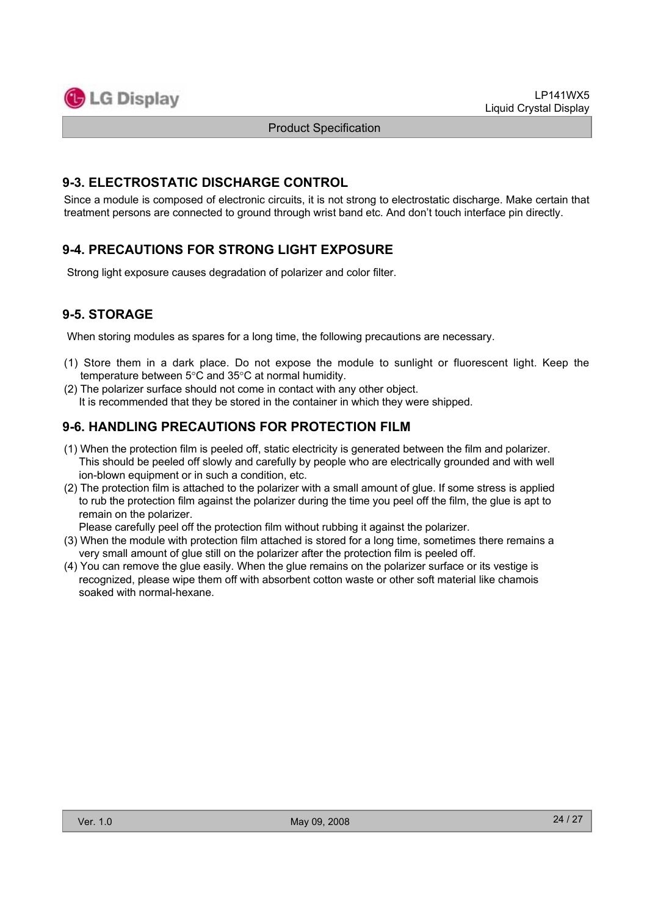## 9-3. ELECTROSTATIC DISCHARGE CONTROL

Since a module is composed of electronic circuits, it is not strong to electrostatic discharge. Make certain that treatment persons are connected to ground through wrist band etc. And don't touch interface pin directly.

## 9-4. PRECAUTIONS FOR STRONG LIGHT EXPOSURE

Strong light exposure causes degradation of polarizer and color filter.

## 9-5. STORAGE

When storing modules as spares for a long time, the following precautions are necessary.

(1) Store them in a dark place. Do not expose the module to sunlight or fluorescent light. Keep the temperature between 5°C and 35°C at normal humidity.
(2) The polarizer surface should not come in contact with any other object.
It is recommended that they be stored in the container in which they were shipped.

## 9-6. HANDLING PRECAUTIONS FOR PROTECTION FILM

(1) When the protection film is peeled off, static electricity is generated between the film and polarizer. This should be peeled off slowly and carefully by people who are electrically grounded and with well ion-blown equipment or in such a condition, etc.
(2) The protection film is attached to the polarizer with a small amount of glue. If some stress is applied to rub the protection film against the polarizer during the time you peel off the film, the glue is apt to remain on the polarizer.
Please carefully peel off the protection film without rubbing it against the polarizer.
(3) When the module with protection film attached is stored for a long time, sometimes there remains a very small amount of glue still on the polarizer after the protection film is peeled off.
(4) You can remove the glue easily. When the glue remains on the polarizer surface or its vestige is recognized, please wipe them off with absorbent cotton waste or other soft material like chamois soaked with normal-hexane.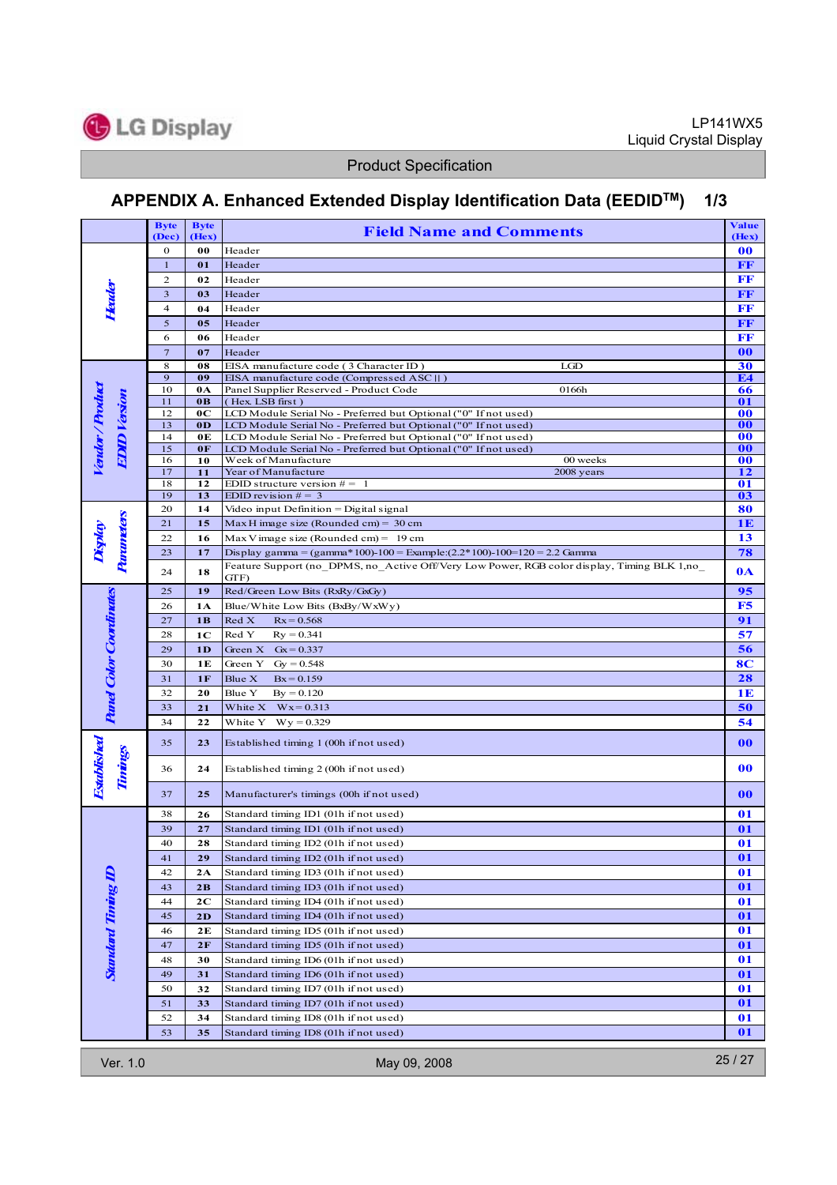## APPENDIX A. Enhanced Extended Display Identification Data (EEDID™) 1/3

| | Byte (Dec) | Byte (Hex) | Field Name and Comments | Value (Hex) |
|---|---|---|---|---|
| Header | 0 | 00 | Header | 00 |
| | 1 | 01 | Header | FF |
| | 2 | 02 | Header | FF |
| | 3 | 03 | Header | FF |
| | 4 | 04 | Header | FF |
| | 5 | 05 | Header | FF |
| | 6 | 06 | Header | FF |
| | 7 | 07 | Header | 00 |
| Vendor / Product EDID Version | 8 | 08 | EISA manufacture code ( 3 Character ID ) LGD | 30 |
| | 9 | 09 | EISA manufacture code (Compressed ASC II ) | E4 |
| | 10 | 0A | Panel Supplier Reserved - Product Code 0166h | 66 |
| | 11 | 0B | ( Hex. LSB first ) | 01 |
| | 12 | 0C | LCD Module Serial No - Preferred but Optional ("0" If not used) | 00 |
| | 13 | 0D | LCD Module Serial No - Preferred but Optional ("0" If not used) | 00 |
| | 14 | 0E | LCD Module Serial No - Preferred but Optional ("0" If not used) | 00 |
| | 15 | 0F | LCD Module Serial No - Preferred but Optional ("0" If not used) | 00 |
| | 16 | 10 | Week of Manufacture 00 weeks | 00 |
| | 17 | 11 | Year of Manufacture 2008 years | 12 |
| | 18 | 12 | EDID structure version # = 1 | 01 |
| | 19 | 13 | EDID revision # = 3 | 03 |
| Display Parameters | 20 | 14 | Video input Definition = Digital signal | 80 |
| | 21 | 15 | Max H image size (Rounded cm) = 30 cm | 1E |
| | 22 | 16 | Max V image size (Rounded cm) = 19 cm | 13 |
| | 23 | 17 | Display gamma = (gamma*100)-100 = Example:(2.2*100)-100=120 = 2.2 Gamma | 78 |
| | 24 | 18 | Feature Support (no_DPMS, no_Active Off/Very Low Power, RGB color display, Timing BLK 1,no_GTF) | 0A |
| Panel Color Coordinates | 25 | 19 | Red/Green Low Bits (RxRy/GxGy) | 95 |
| | 26 | 1A | Blue/White Low Bits (BxBy/WxWy) | F5 |
| | 27 | 1B | Red X Rx = 0.568 | 91 |
| | 28 | 1C | Red Y Ry = 0.341 | 57 |
| | 29 | 1D | Green X Gx = 0.337 | 56 |
| | 30 | 1E | Green Y Gy = 0.548 | 8C |
| | 31 | 1F | Blue X Bx = 0.159 | 28 |
| | 32 | 20 | Blue Y By = 0.120 | 1E |
| | 33 | 21 | White X Wx = 0.313 | 50 |
| | 34 | 22 | White Y Wy = 0.329 | 54 |
| Established Timings | 35 | 23 | Established timing 1 (00h if not used) | 00 |
| | 36 | 24 | Established timing 2 (00h if not used) | 00 |
| | 37 | 25 | Manufacturer's timings (00h if not used) | 00 |
| Standard Timing ID | 38 | 26 | Standard timing ID1 (01h if not used) | 01 |
| | 39 | 27 | Standard timing ID1 (01h if not used) | 01 |
| | 40 | 28 | Standard timing ID2 (01h if not used) | 01 |
| | 41 | 29 | Standard timing ID2 (01h if not used) | 01 |
| | 42 | 2A | Standard timing ID3 (01h if not used) | 01 |
| | 43 | 2B | Standard timing ID3 (01h if not used) | 01 |
| | 44 | 2C | Standard timing ID4 (01h if not used) | 01 |
| | 45 | 2D | Standard timing ID4 (01h if not used) | 01 |
| | 46 | 2E | Standard timing ID5 (01h if not used) | 01 |
| | 47 | 2F | Standard timing ID5 (01h if not used) | 01 |
| | 48 | 30 | Standard timing ID6 (01h if not used) | 01 |
| | 49 | 31 | Standard timing ID6 (01h if not used) | 01 |
| | 50 | 32 | Standard timing ID7 (01h if not used) | 01 |
| | 51 | 33 | Standard timing ID7 (01h if not used) | 01 |
| | 52 | 34 | Standard timing ID8 (01h if not used) | 01 |
| | 53 | 35 | Standard timing ID8 (01h if not used) | 01 |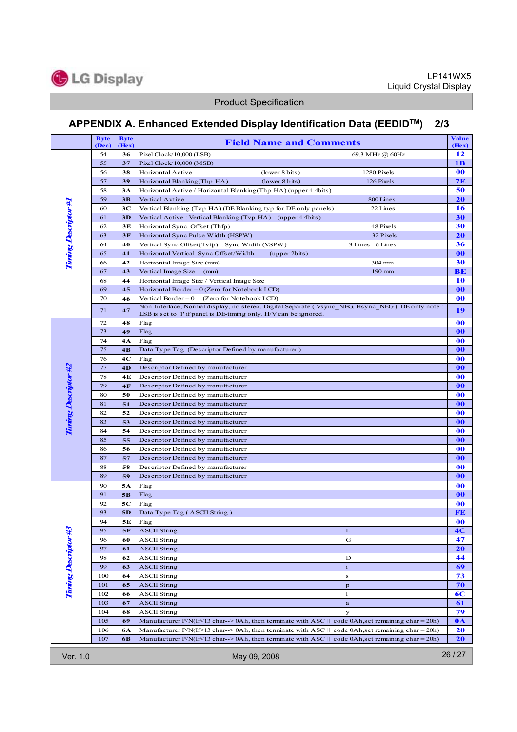## APPENDIX A. Enhanced Extended Display Identification Data (EEDID™) 2/3

| | Byte (Dec) | Byte (Hex) | Field Name and Comments | Value (Hex) |
|---|---|---|---|---|
| Timing Descriptor #1 | 54 | 36 | Pixel Clock/10,000 (LSB) 69.3 MHz @ 60Hz | 12 |
| | 55 | 37 | Pixel Clock/10,000 (MSB) | 1B |
| | 56 | 38 | Horizontal Active (lower 8 bits) 1280 Pixels | 00 |
| | 57 | 39 | Horizontal Blanking(Thp-HA) (lower 8 bits) 126 Pixels | 7E |
| | 58 | 3A | Horizontal Active / Horizontal Blanking(Thp-HA) (upper 4:4bits) | 50 |
| | 59 | 3B | Vertical Avtive 800 Lines | 20 |
| | 60 | 3C | Vertical Blanking (Tvp-HA) (DE Blanking typ.for DE only panels) 22 Lines | 16 |
| | 61 | 3D | Vertical Active : Vertical Blanking (Tvp-HA) (upper 4:4bits) | 30 |
| | 62 | 3E | Horizontal Sync. Offset (Thfp) 48 Pixels | 30 |
| | 63 | 3F | Horizontal Sync Pulse Width (HSPW) 32 Pixels | 20 |
| | 64 | 40 | Vertical Sync Offset(Tvfp) : Sync Width (VSPW) 3 Lines : 6 Lines | 36 |
| | 65 | 41 | Horizontal Vertical Sync Offset/Width (upper 2bits) | 00 |
| | 66 | 42 | Horizontal Image Size (mm) 304 mm | 30 |
| | 67 | 43 | Vertical Image Size (mm) 190 mm | BE |
| | 68 | 44 | Horizontal Image Size / Vertical Image Size | 10 |
| | 69 | 45 | Horizontal Border = 0 (Zero for Notebook LCD) | 00 |
| | 70 | 46 | Vertical Border = 0 (Zero for Notebook LCD) | 00 |
| | 71 | 47 | Non-Interlace, Normal display, no stereo, Digital Separate ( Vsync_NEG, Hsync_NEG ), DE only note : LSB is set to '1' if panel is DE-timing only. H/V can be ignored. | 19 |
| Timing Descriptor #2 | 72 | 48 | Flag | 00 |
| | 73 | 49 | Flag | 00 |
| | 74 | 4A | Flag | 00 |
| | 75 | 4B | Data Type Tag (Descriptor Defined by manufacturer ) | 00 |
| | 76 | 4C | Flag | 00 |
| | 77 | 4D | Descriptor Defined by manufacturer | 00 |
| | 78 | 4E | Descriptor Defined by manufacturer | 00 |
| | 79 | 4F | Descriptor Defined by manufacturer | 00 |
| | 80 | 50 | Descriptor Defined by manufacturer | 00 |
| | 81 | 51 | Descriptor Defined by manufacturer | 00 |
| | 82 | 52 | Descriptor Defined by manufacturer | 00 |
| | 83 | 53 | Descriptor Defined by manufacturer | 00 |
| | 84 | 54 | Descriptor Defined by manufacturer | 00 |
| | 85 | 55 | Descriptor Defined by manufacturer | 00 |
| | 86 | 56 | Descriptor Defined by manufacturer | 00 |
| | 87 | 57 | Descriptor Defined by manufacturer | 00 |
| | 88 | 58 | Descriptor Defined by manufacturer | 00 |
| | 89 | 59 | Descriptor Defined by manufacturer | 00 |
| Timing Descriptor #3 | 90 | 5A | Flag | 00 |
| | 91 | 5B | Flag | 00 |
| | 92 | 5C | Flag | 00 |
| | 93 | 5D | Data Type Tag ( ASCII String ) | FE |
| | 94 | 5E | Flag | 00 |
| | 95 | 5F | ASCII String L | 4C |
| | 96 | 60 | ASCII String G | 47 |
| | 97 | 61 | ASCII String | 20 |
| | 98 | 62 | ASCII String D | 44 |
| | 99 | 63 | ASCII String i | 69 |
| | 100 | 64 | ASCII String s | 73 |
| | 101 | 65 | ASCII String p | 70 |
| | 102 | 66 | ASCII String l | 6C |
| | 103 | 67 | ASCII String a | 61 |
| | 104 | 68 | ASCII String y | 79 |
| | 105 | 69 | Manufacturer P/N(If<13 char--> 0Ah, then terminate with ASC II code 0Ah,set remaining char = 20h) | 0A |
| | 106 | 6A | Manufacturer P/N(If<13 char--> 0Ah, then terminate with ASC II code 0Ah,set remaining char = 20h) | 20 |
| | 107 | 6B | Manufacturer P/N(If<13 char--> 0Ah, then terminate with ASC II code 0Ah,set remaining char = 20h) | 20 |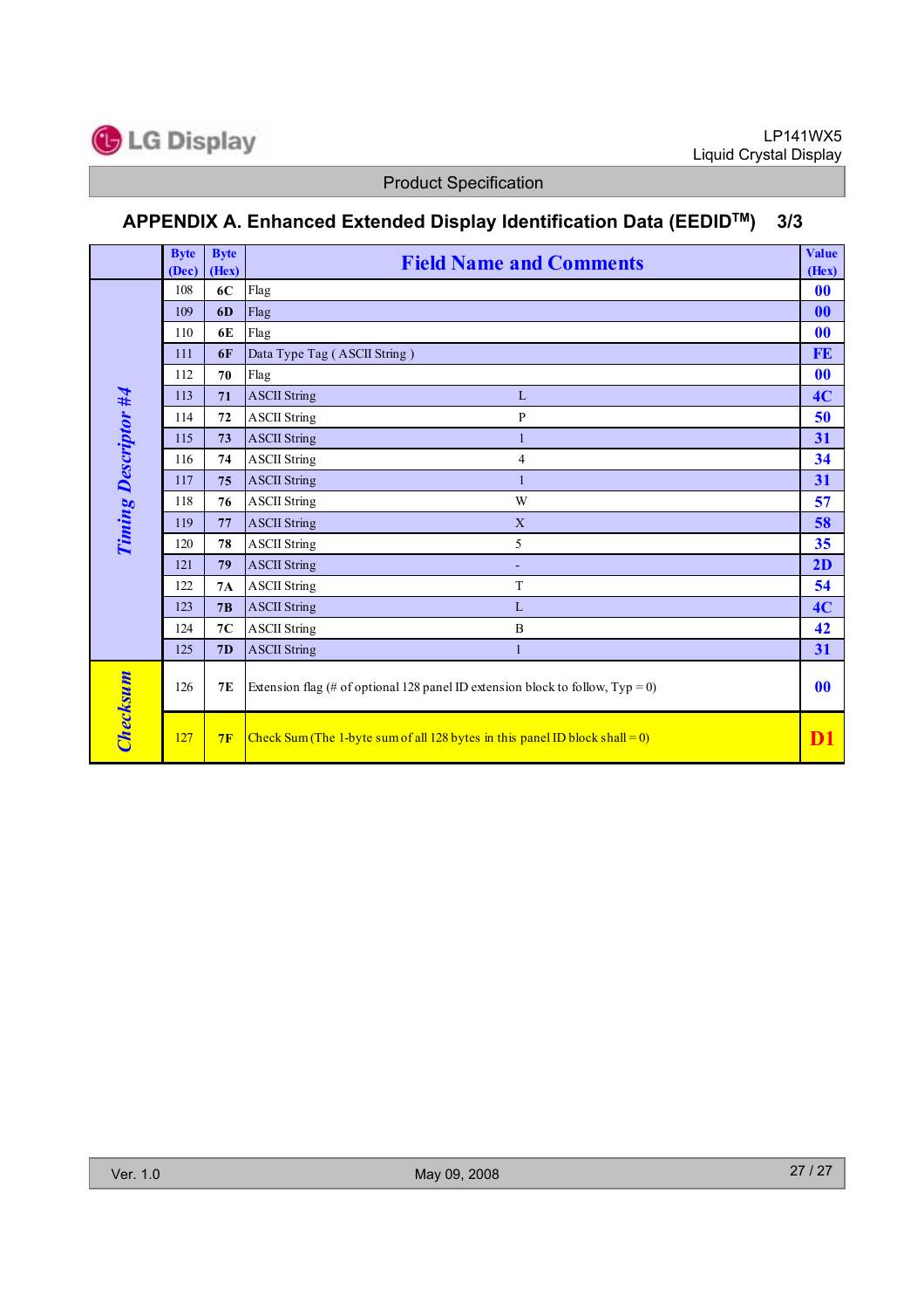## APPENDIX A. Enhanced Extended Display Identification Data (EEDID[TM]) 3/3

| | Byte (Dec) | Byte (Hex) | Field Name and Comments | | Value (Hex) |
|---|---|---|---|---|---|
| Timing Descriptor #4 | 108 | 6C | Flag | | 00 |
| | 109 | 6D | Flag | | 00 |
| | 110 | 6E | Flag | | 00 |
| | 111 | 6F | Data Type Tag ( ASCII String ) | | FE |
| | 112 | 70 | Flag | | 00 |
| | 113 | 71 | ASCII String | L | 4C |
| | 114 | 72 | ASCII String | P | 50 |
| | 115 | 73 | ASCII String | 1 | 31 |
| | 116 | 74 | ASCII String | 4 | 34 |
| | 117 | 75 | ASCII String | 1 | 31 |
| | 118 | 76 | ASCII String | W | 57 |
| | 119 | 77 | ASCII String | X | 58 |
| | 120 | 78 | ASCII String | 5 | 35 |
| | 121 | 79 | ASCII String | - | 2D |
| | 122 | 7A | ASCII String | T | 54 |
| | 123 | 7B | ASCII String | L | 4C |
| | 124 | 7C | ASCII String | B | 42 |
| | 125 | 7D | ASCII String | 1 | 31 |
| Checksum | 126 | 7E | Extension flag (# of optional 128 panel ID extension block to follow, Typ = 0) | | 00 |
| | 127 | 7F | Check Sum (The 1-byte sum of all 128 bytes in this panel ID block shall = 0) | | D1 |